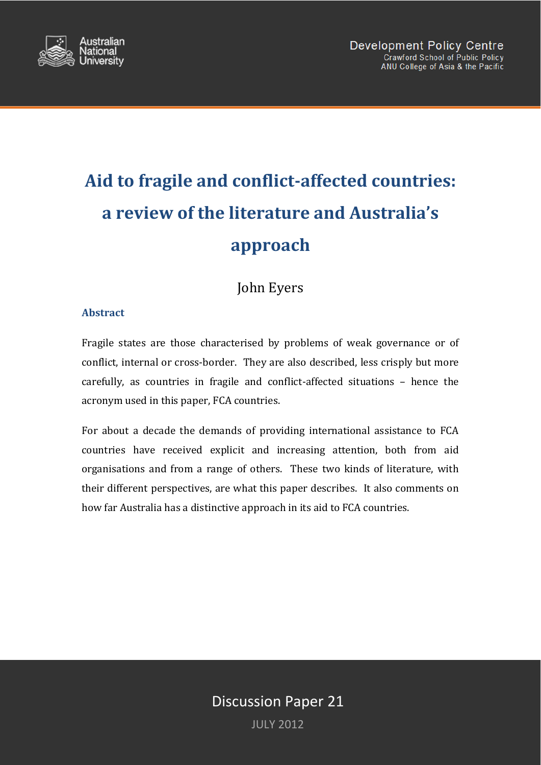Australian National University

Development Policy Centre
Crawford School of Public Policy
ANU College of Asia & the Pacific

# Aid to fragile and conflict-affected countries: a review of the literature and Australia's approach

John Eyers

### Abstract

Fragile states are those characterised by problems of weak governance or of conflict, internal or cross-border. They are also described, less crisply but more carefully, as countries in fragile and conflict-affected situations – hence the acronym used in this paper, FCA countries.

For about a decade the demands of providing international assistance to FCA countries have received explicit and increasing attention, both from aid organisations and from a range of others. These two kinds of literature, with their different perspectives, are what this paper describes. It also comments on how far Australia has a distinctive approach in its aid to FCA countries.

Discussion Paper 21

JULY 2012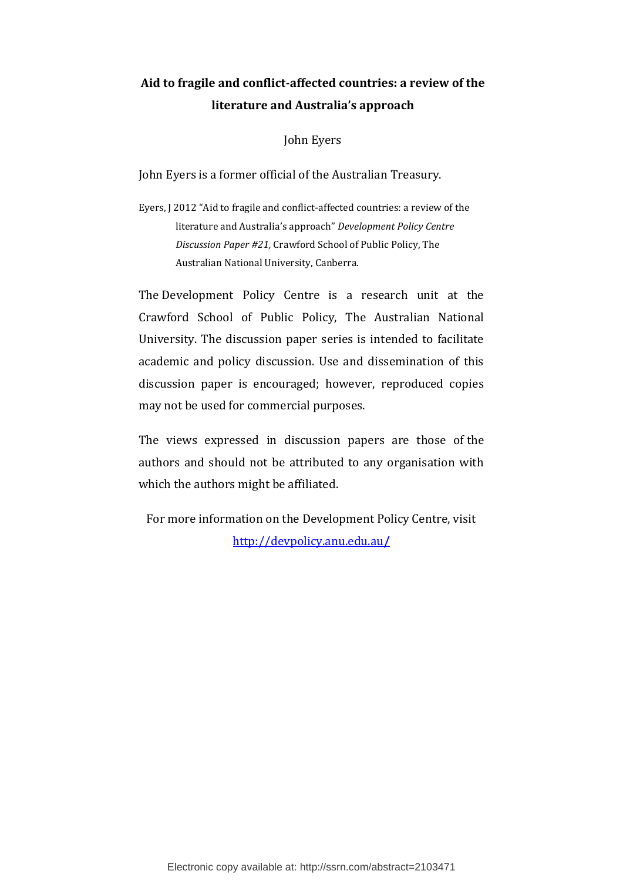**Aid to fragile and conflict-affected countries: a review of the literature and Australia's approach**

John Eyers

John Eyers is a former official of the Australian Treasury.

Eyers, J 2012 "Aid to fragile and conflict-affected countries: a review of the literature and Australia's approach" *Development Policy Centre Discussion Paper #21,* Crawford School of Public Policy, The Australian National University, Canberra.

The Development Policy Centre is a research unit at the Crawford School of Public Policy, The Australian National University. The discussion paper series is intended to facilitate academic and policy discussion. Use and dissemination of this discussion paper is encouraged; however, reproduced copies may not be used for commercial purposes.

The views expressed in discussion papers are those of the authors and should not be attributed to any organisation with which the authors might be affiliated.

For more information on the Development Policy Centre, visit http://devpolicy.anu.edu.au/

Electronic copy available at: http://ssrn.com/abstract=2103471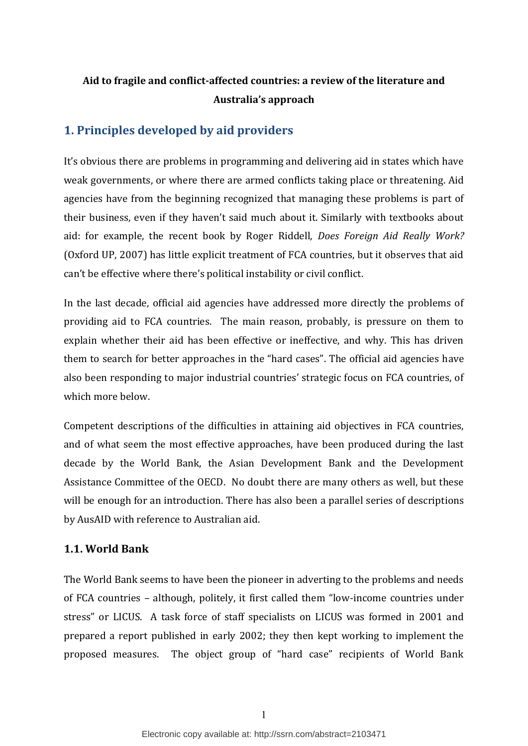**Aid to fragile and conflict-affected countries: a review of the literature and Australia's approach**

## 1. Principles developed by aid providers

It's obvious there are problems in programming and delivering aid in states which have weak governments, or where there are armed conflicts taking place or threatening. Aid agencies have from the beginning recognized that managing these problems is part of their business, even if they haven't said much about it. Similarly with textbooks about aid: for example, the recent book by Roger Riddell, *Does Foreign Aid Really Work?* (Oxford UP, 2007) has little explicit treatment of FCA countries, but it observes that aid can't be effective where there's political instability or civil conflict.

In the last decade, official aid agencies have addressed more directly the problems of providing aid to FCA countries. The main reason, probably, is pressure on them to explain whether their aid has been effective or ineffective, and why. This has driven them to search for better approaches in the "hard cases". The official aid agencies have also been responding to major industrial countries' strategic focus on FCA countries, of which more below.

Competent descriptions of the difficulties in attaining aid objectives in FCA countries, and of what seem the most effective approaches, have been produced during the last decade by the World Bank, the Asian Development Bank and the Development Assistance Committee of the OECD. No doubt there are many others as well, but these will be enough for an introduction. There has also been a parallel series of descriptions by AusAID with reference to Australian aid.

### 1.1. World Bank

The World Bank seems to have been the pioneer in adverting to the problems and needs of FCA countries – although, politely, it first called them "low-income countries under stress" or LICUS. A task force of staff specialists on LICUS was formed in 2001 and prepared a report published in early 2002; they then kept working to implement the proposed measures. The object group of "hard case" recipients of World Bank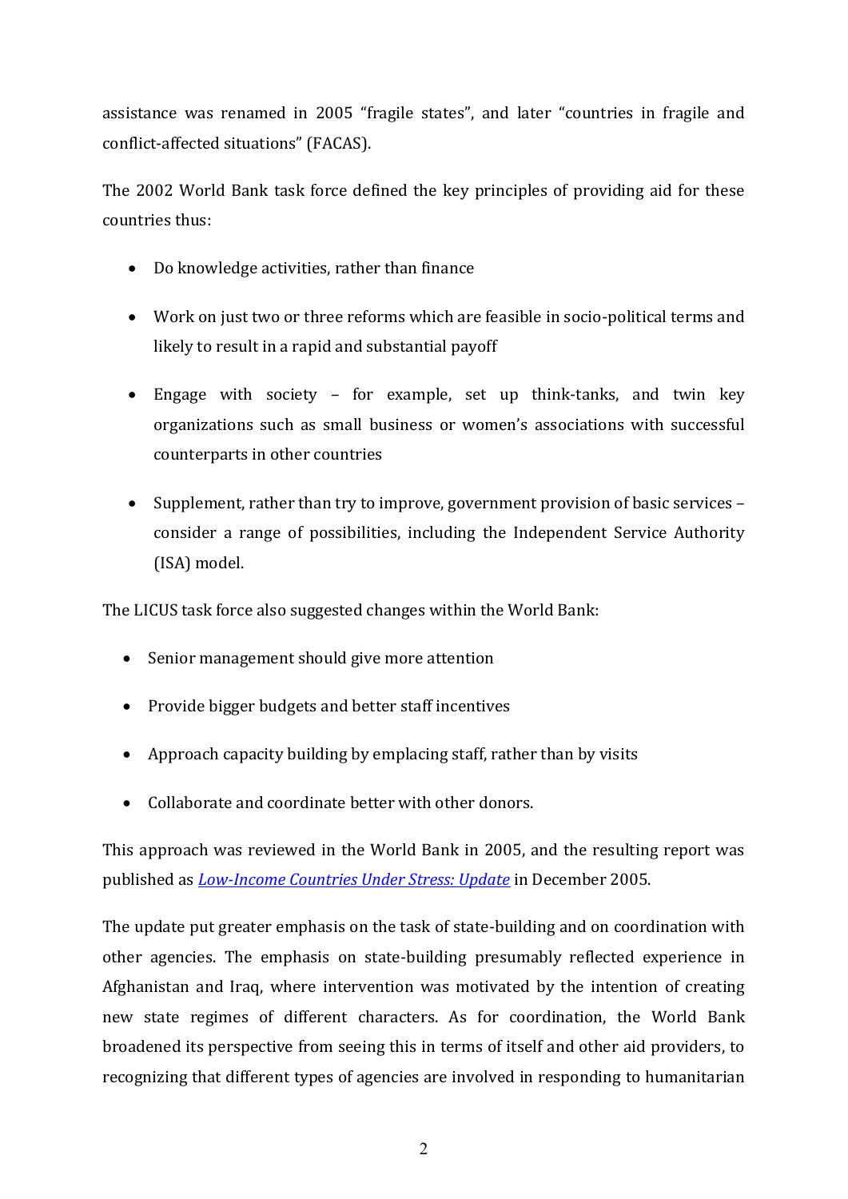assistance was renamed in 2005 “fragile states”, and later “countries in fragile and conflict-affected situations” (FACAS).

The 2002 World Bank task force defined the key principles of providing aid for these countries thus:

- Do knowledge activities, rather than finance
- Work on just two or three reforms which are feasible in socio-political terms and likely to result in a rapid and substantial payoff
- Engage with society – for example, set up think-tanks, and twin key organizations such as small business or women’s associations with successful counterparts in other countries
- Supplement, rather than try to improve, government provision of basic services – consider a range of possibilities, including the Independent Service Authority (ISA) model.

The LICUS task force also suggested changes within the World Bank:

- Senior management should give more attention
- Provide bigger budgets and better staff incentives
- Approach capacity building by emplacing staff, rather than by visits
- Collaborate and coordinate better with other donors.

This approach was reviewed in the World Bank in 2005, and the resulting report was published as *Low-Income Countries Under Stress: Update* in December 2005.

The update put greater emphasis on the task of state-building and on coordination with other agencies. The emphasis on state-building presumably reflected experience in Afghanistan and Iraq, where intervention was motivated by the intention of creating new state regimes of different characters. As for coordination, the World Bank broadened its perspective from seeing this in terms of itself and other aid providers, to recognizing that different types of agencies are involved in responding to humanitarian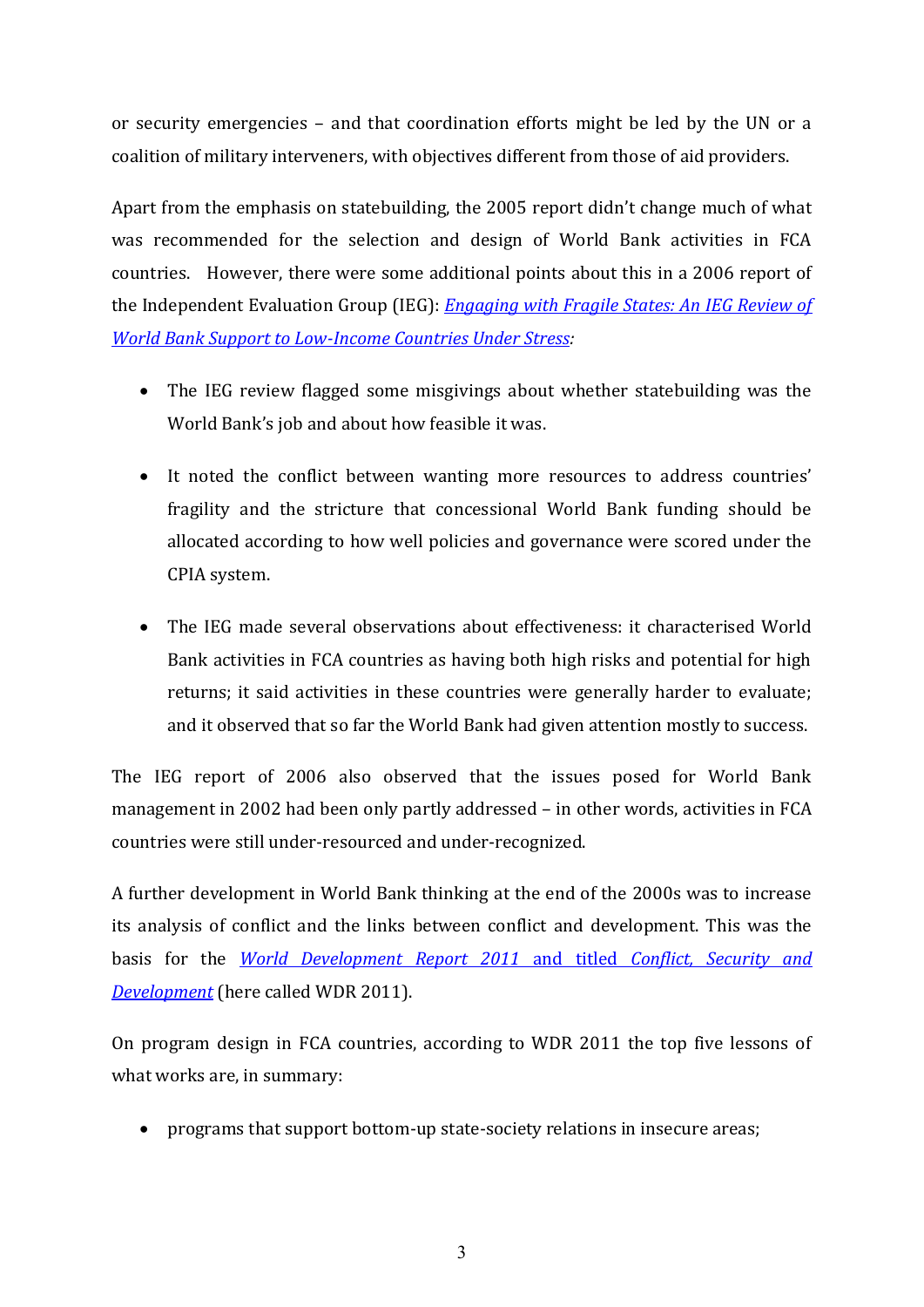or security emergencies – and that coordination efforts might be led by the UN or a coalition of military interveners, with objectives different from those of aid providers.

Apart from the emphasis on statebuilding, the 2005 report didn't change much of what was recommended for the selection and design of World Bank activities in FCA countries. However, there were some additional points about this in a 2006 report of the Independent Evaluation Group (IEG): *Engaging with Fragile States: An IEG Review of World Bank Support to Low-Income Countries Under Stress:*

- The IEG review flagged some misgivings about whether statebuilding was the World Bank's job and about how feasible it was.
- It noted the conflict between wanting more resources to address countries' fragility and the stricture that concessional World Bank funding should be allocated according to how well policies and governance were scored under the CPIA system.
- The IEG made several observations about effectiveness: it characterised World Bank activities in FCA countries as having both high risks and potential for high returns; it said activities in these countries were generally harder to evaluate; and it observed that so far the World Bank had given attention mostly to success.

The IEG report of 2006 also observed that the issues posed for World Bank management in 2002 had been only partly addressed – in other words, activities in FCA countries were still under-resourced and under-recognized.

A further development in World Bank thinking at the end of the 2000s was to increase its analysis of conflict and the links between conflict and development. This was the basis for the *World Development Report 2011* and titled *Conflict, Security and Development* (here called WDR 2011).

On program design in FCA countries, according to WDR 2011 the top five lessons of what works are, in summary:

- programs that support bottom-up state-society relations in insecure areas;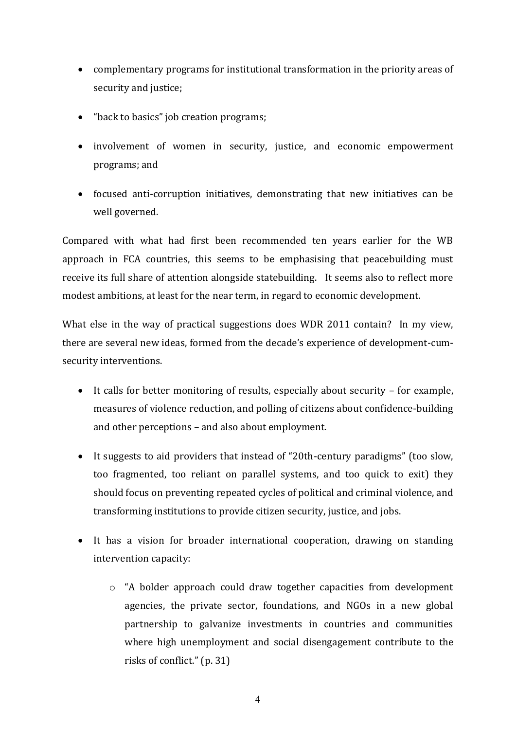- complementary programs for institutional transformation in the priority areas of security and justice;
- "back to basics" job creation programs;
- involvement of women in security, justice, and economic empowerment programs; and
- focused anti-corruption initiatives, demonstrating that new initiatives can be well governed.

Compared with what had first been recommended ten years earlier for the WB approach in FCA countries, this seems to be emphasising that peacebuilding must receive its full share of attention alongside statebuilding. It seems also to reflect more modest ambitions, at least for the near term, in regard to economic development.

What else in the way of practical suggestions does WDR 2011 contain? In my view, there are several new ideas, formed from the decade's experience of development-cum-security interventions.

- It calls for better monitoring of results, especially about security – for example, measures of violence reduction, and polling of citizens about confidence-building and other perceptions – and also about employment.
- It suggests to aid providers that instead of "20th-century paradigms" (too slow, too fragmented, too reliant on parallel systems, and too quick to exit) they should focus on preventing repeated cycles of political and criminal violence, and transforming institutions to provide citizen security, justice, and jobs.
- It has a vision for broader international cooperation, drawing on standing intervention capacity:
    - "A bolder approach could draw together capacities from development agencies, the private sector, foundations, and NGOs in a new global partnership to galvanize investments in countries and communities where high unemployment and social disengagement contribute to the risks of conflict." (p. 31)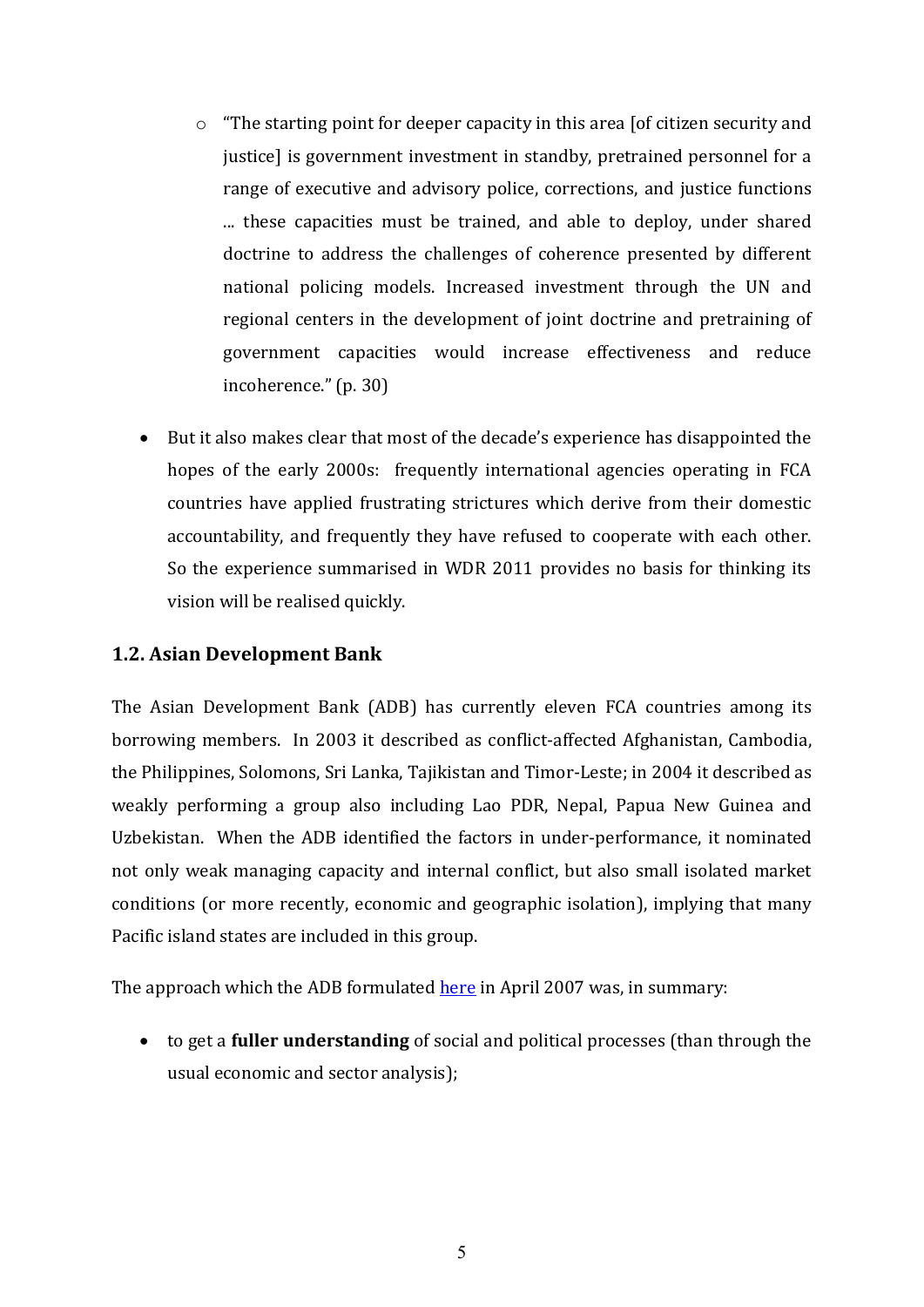- "The starting point for deeper capacity in this area [of citizen security and justice] is government investment in standby, pretrained personnel for a range of executive and advisory police, corrections, and justice functions ... these capacities must be trained, and able to deploy, under shared doctrine to address the challenges of coherence presented by different national policing models. Increased investment through the UN and regional centers in the development of joint doctrine and pretraining of government capacities would increase effectiveness and reduce incoherence." (p. 30)

- But it also makes clear that most of the decade's experience has disappointed the hopes of the early 2000s: frequently international agencies operating in FCA countries have applied frustrating strictures which derive from their domestic accountability, and frequently they have refused to cooperate with each other. So the experience summarised in WDR 2011 provides no basis for thinking its vision will be realised quickly.

### 1.2. Asian Development Bank

The Asian Development Bank (ADB) has currently eleven FCA countries among its borrowing members. In 2003 it described as conflict-affected Afghanistan, Cambodia, the Philippines, Solomons, Sri Lanka, Tajikistan and Timor-Leste; in 2004 it described as weakly performing a group also including Lao PDR, Nepal, Papua New Guinea and Uzbekistan. When the ADB identified the factors in under-performance, it nominated not only weak managing capacity and internal conflict, but also small isolated market conditions (or more recently, economic and geographic isolation), implying that many Pacific island states are included in this group.

The approach which the ADB formulated here in April 2007 was, in summary:

- to get a **fuller understanding** of social and political processes (than through the usual economic and sector analysis);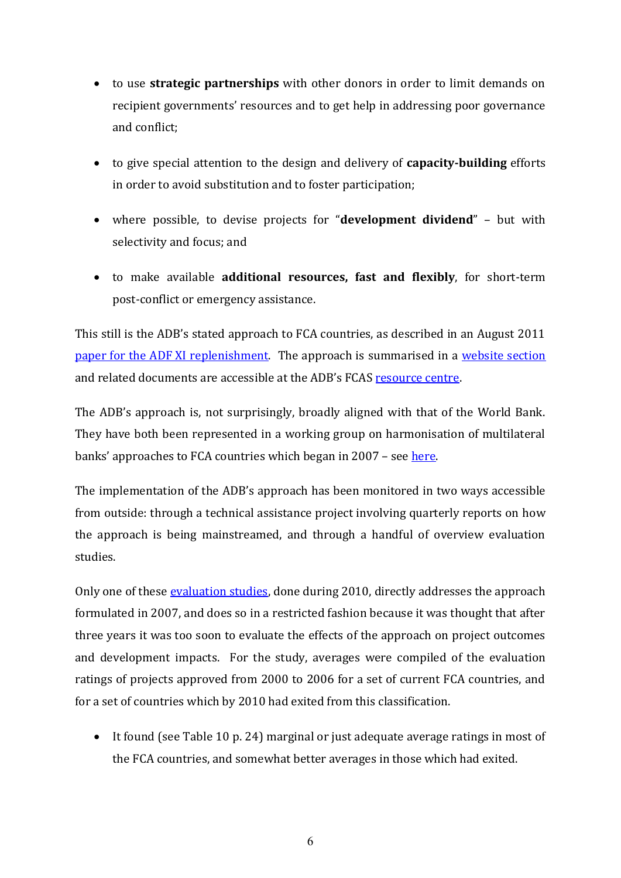- to use **strategic partnerships** with other donors in order to limit demands on recipient governments' resources and to get help in addressing poor governance and conflict;

- to give special attention to the design and delivery of **capacity-building** efforts in order to avoid substitution and to foster participation;

- where possible, to devise projects for "**development dividend**" – but with selectivity and focus; and

- to make available **additional resources, fast and flexibly**, for short-term post-conflict or emergency assistance.

This still is the ADB's stated approach to FCA countries, as described in an August 2011 paper for the ADF XI replenishment. The approach is summarised in a website section and related documents are accessible at the ADB's FCAS resource centre.

The ADB's approach is, not surprisingly, broadly aligned with that of the World Bank. They have both been represented in a working group on harmonisation of multilateral banks' approaches to FCA countries which began in 2007 – see here.

The implementation of the ADB's approach has been monitored in two ways accessible from outside: through a technical assistance project involving quarterly reports on how the approach is being mainstreamed, and through a handful of overview evaluation studies.

Only one of these evaluation studies, done during 2010, directly addresses the approach formulated in 2007, and does so in a restricted fashion because it was thought that after three years it was too soon to evaluate the effects of the approach on project outcomes and development impacts. For the study, averages were compiled of the evaluation ratings of projects approved from 2000 to 2006 for a set of current FCA countries, and for a set of countries which by 2010 had exited from this classification.

- It found (see Table 10 p. 24) marginal or just adequate average ratings in most of the FCA countries, and somewhat better averages in those which had exited.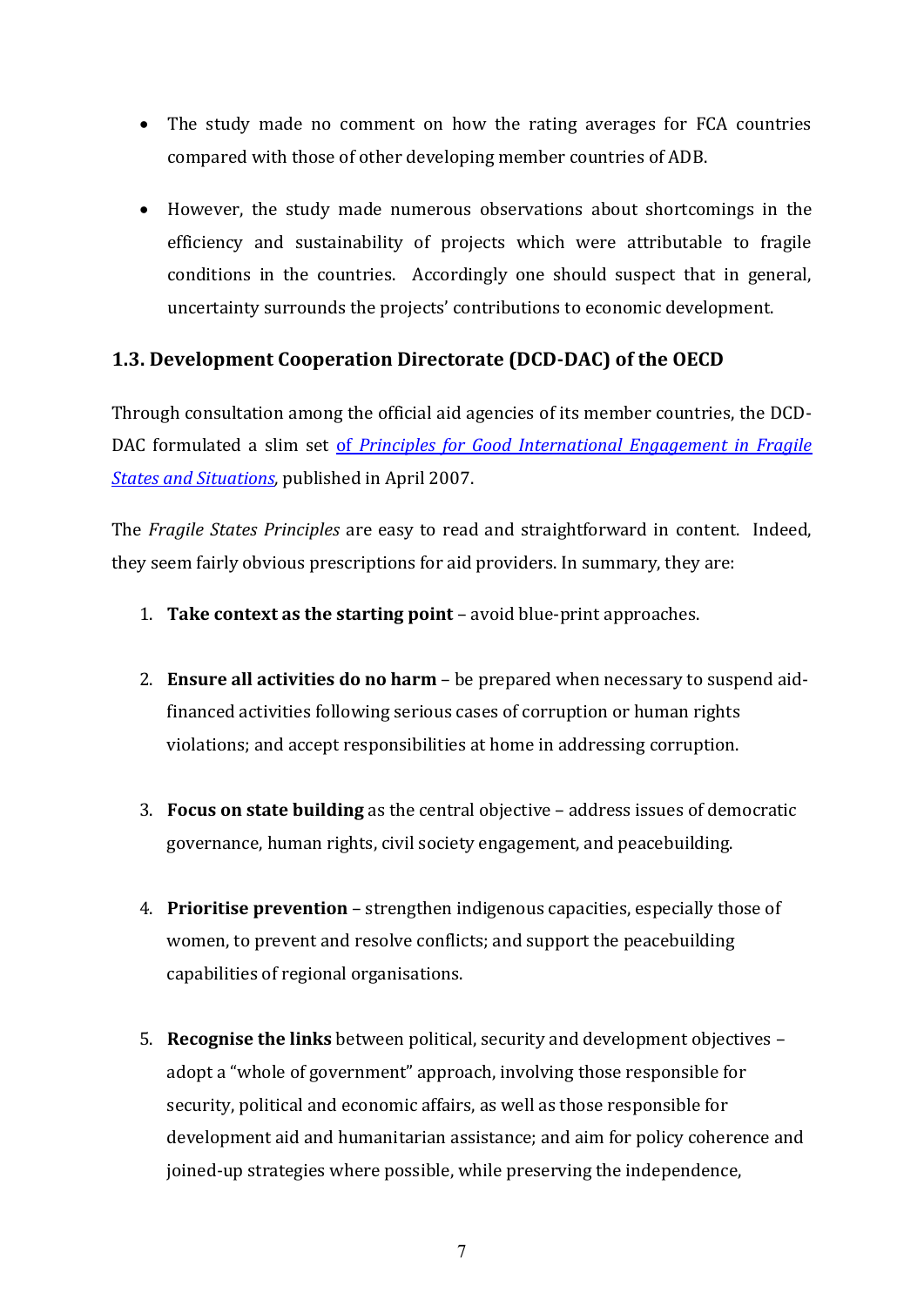- The study made no comment on how the rating averages for FCA countries compared with those of other developing member countries of ADB.

- However, the study made numerous observations about shortcomings in the efficiency and sustainability of projects which were attributable to fragile conditions in the countries. Accordingly one should suspect that in general, uncertainty surrounds the projects' contributions to economic development.

### 1.3. Development Cooperation Directorate (DCD-DAC) of the OECD

Through consultation among the official aid agencies of its member countries, the DCD-DAC formulated a slim set of *Principles for Good International Engagement in Fragile States and Situations*, published in April 2007.

The *Fragile States Principles* are easy to read and straightforward in content. Indeed, they seem fairly obvious prescriptions for aid providers. In summary, they are:

1. **Take context as the starting point** – avoid blue-print approaches.

2. **Ensure all activities do no harm** – be prepared when necessary to suspend aid-financed activities following serious cases of corruption or human rights violations; and accept responsibilities at home in addressing corruption.

3. **Focus on state building** as the central objective – address issues of democratic governance, human rights, civil society engagement, and peacebuilding.

4. **Prioritise prevention** – strengthen indigenous capacities, especially those of women, to prevent and resolve conflicts; and support the peacebuilding capabilities of regional organisations.

5. **Recognise the links** between political, security and development objectives – adopt a "whole of government" approach, involving those responsible for security, political and economic affairs, as well as those responsible for development aid and humanitarian assistance; and aim for policy coherence and joined-up strategies where possible, while preserving the independence,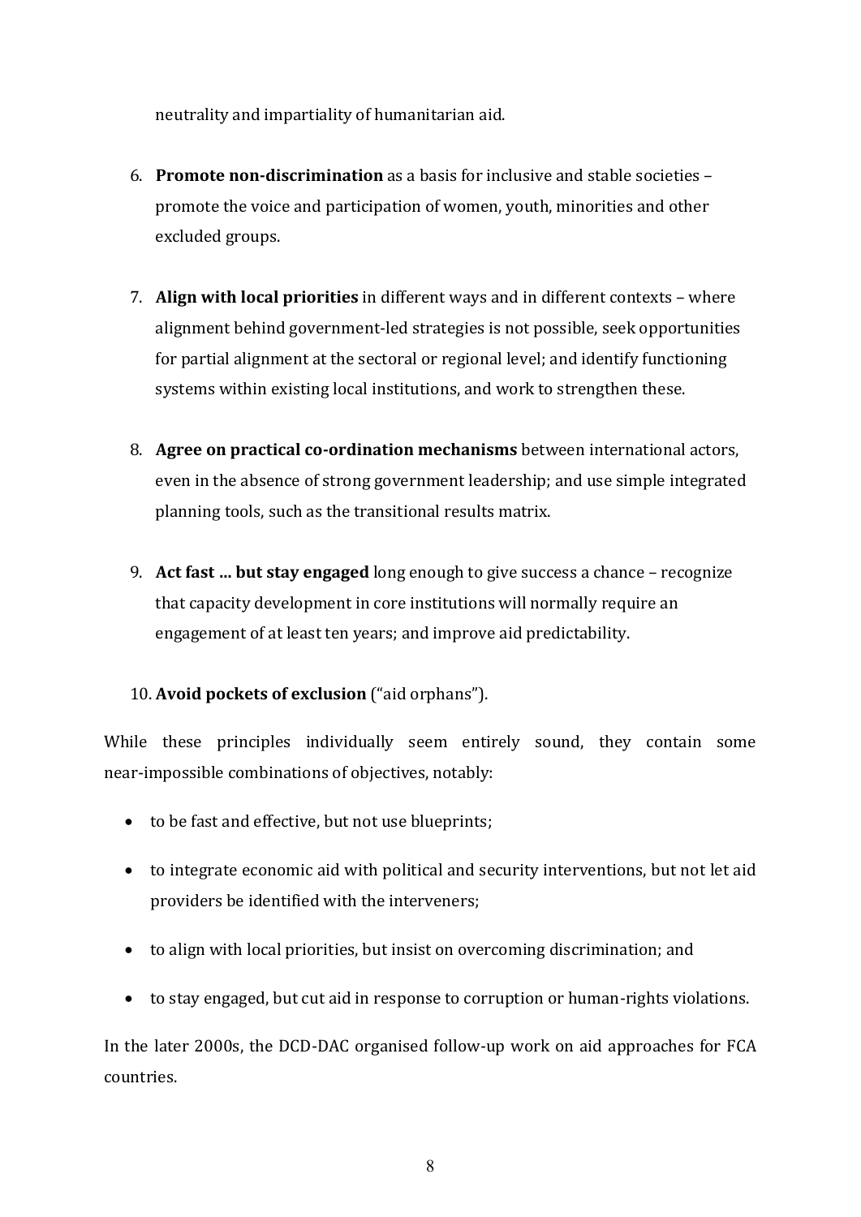neutrality and impartiality of humanitarian aid.

6. **Promote non-discrimination** as a basis for inclusive and stable societies – promote the voice and participation of women, youth, minorities and other excluded groups.

7. **Align with local priorities** in different ways and in different contexts – where alignment behind government-led strategies is not possible, seek opportunities for partial alignment at the sectoral or regional level; and identify functioning systems within existing local institutions, and work to strengthen these.

8. **Agree on practical co-ordination mechanisms** between international actors, even in the absence of strong government leadership; and use simple integrated planning tools, such as the transitional results matrix.

9. **Act fast ... but stay engaged** long enough to give success a chance – recognize that capacity development in core institutions will normally require an engagement of at least ten years; and improve aid predictability.

10. **Avoid pockets of exclusion** ("aid orphans").

While these principles individually seem entirely sound, they contain some near-impossible combinations of objectives, notably:

- to be fast and effective, but not use blueprints;
- to integrate economic aid with political and security interventions, but not let aid providers be identified with the interveners;
- to align with local priorities, but insist on overcoming discrimination; and
- to stay engaged, but cut aid in response to corruption or human-rights violations.

In the later 2000s, the DCD-DAC organised follow-up work on aid approaches for FCA countries.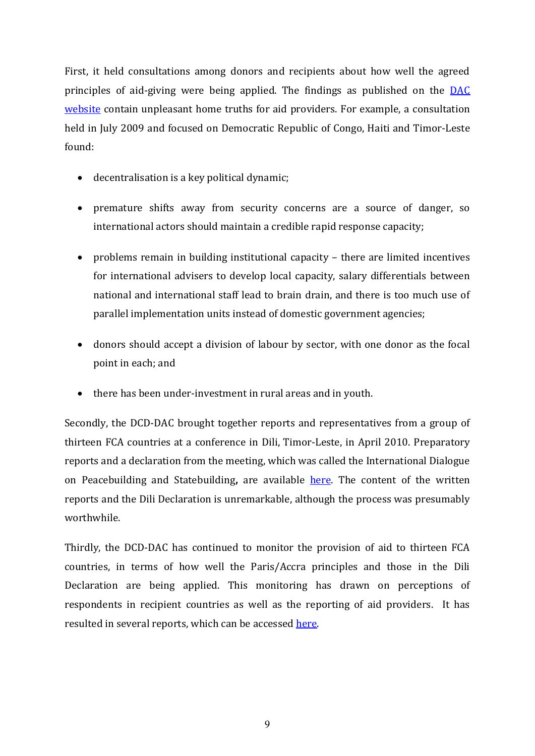First, it held consultations among donors and recipients about how well the agreed principles of aid-giving were being applied. The findings as published on the DAC website contain unpleasant home truths for aid providers. For example, a consultation held in July 2009 and focused on Democratic Republic of Congo, Haiti and Timor-Leste found:

- decentralisation is a key political dynamic;
- premature shifts away from security concerns are a source of danger, so international actors should maintain a credible rapid response capacity;
- problems remain in building institutional capacity – there are limited incentives for international advisers to develop local capacity, salary differentials between national and international staff lead to brain drain, and there is too much use of parallel implementation units instead of domestic government agencies;
- donors should accept a division of labour by sector, with one donor as the focal point in each; and
- there has been under-investment in rural areas and in youth.

Secondly, the DCD-DAC brought together reports and representatives from a group of thirteen FCA countries at a conference in Dili, Timor-Leste, in April 2010. Preparatory reports and a declaration from the meeting, which was called the International Dialogue on Peacebuilding and Statebuilding**,** are available here. The content of the written reports and the Dili Declaration is unremarkable, although the process was presumably worthwhile.

Thirdly, the DCD-DAC has continued to monitor the provision of aid to thirteen FCA countries, in terms of how well the Paris/Accra principles and those in the Dili Declaration are being applied. This monitoring has drawn on perceptions of respondents in recipient countries as well as the reporting of aid providers. It has resulted in several reports, which can be accessed here.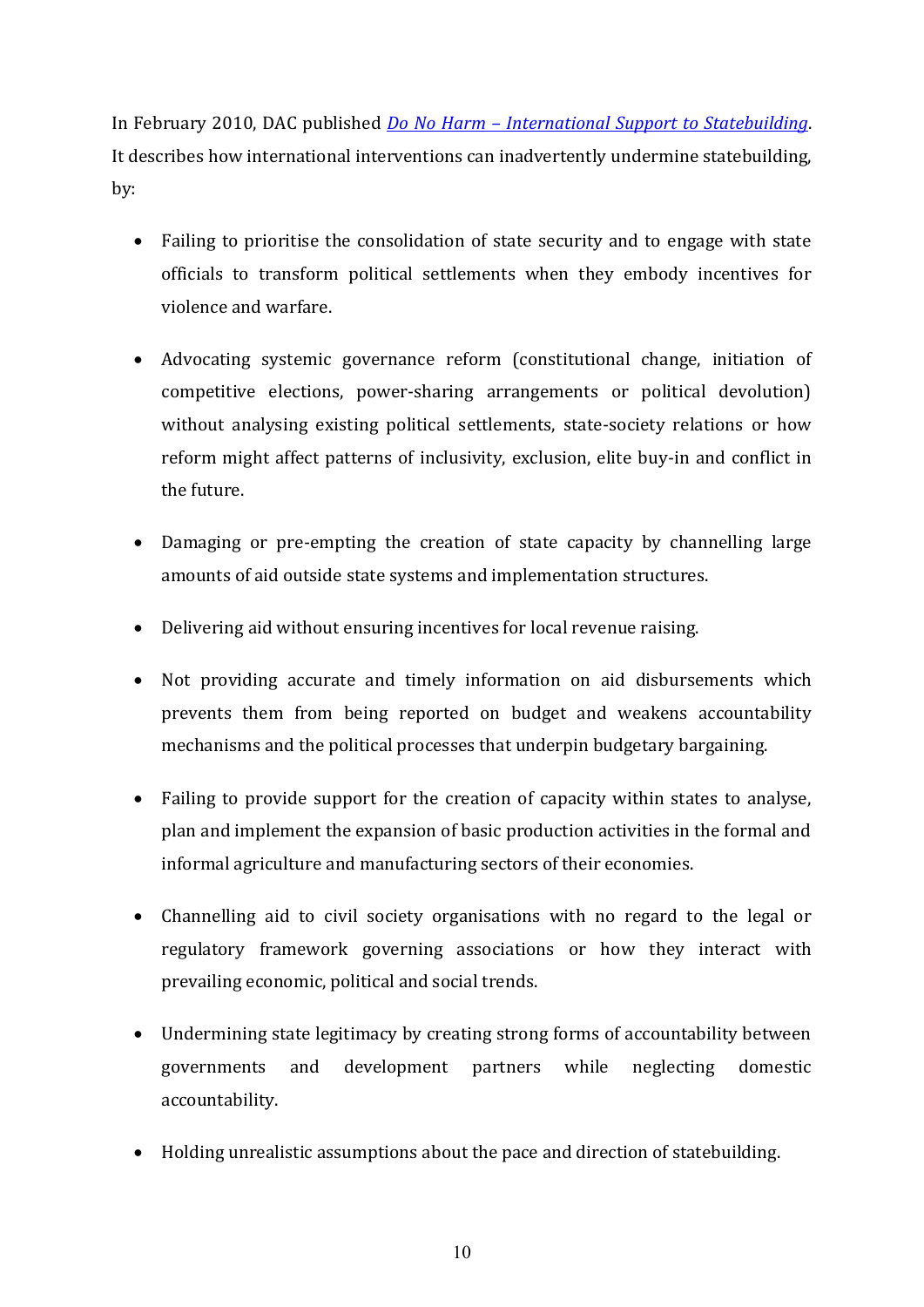In February 2010, DAC published *Do No Harm – International Support to Statebuilding*. It describes how international interventions can inadvertently undermine statebuilding, by:

- Failing to prioritise the consolidation of state security and to engage with state officials to transform political settlements when they embody incentives for violence and warfare.

- Advocating systemic governance reform (constitutional change, initiation of competitive elections, power-sharing arrangements or political devolution) without analysing existing political settlements, state-society relations or how reform might affect patterns of inclusivity, exclusion, elite buy-in and conflict in the future.

- Damaging or pre-empting the creation of state capacity by channelling large amounts of aid outside state systems and implementation structures.

- Delivering aid without ensuring incentives for local revenue raising.

- Not providing accurate and timely information on aid disbursements which prevents them from being reported on budget and weakens accountability mechanisms and the political processes that underpin budgetary bargaining.

- Failing to provide support for the creation of capacity within states to analyse, plan and implement the expansion of basic production activities in the formal and informal agriculture and manufacturing sectors of their economies.

- Channelling aid to civil society organisations with no regard to the legal or regulatory framework governing associations or how they interact with prevailing economic, political and social trends.

- Undermining state legitimacy by creating strong forms of accountability between governments and development partners while neglecting domestic accountability.

- Holding unrealistic assumptions about the pace and direction of statebuilding.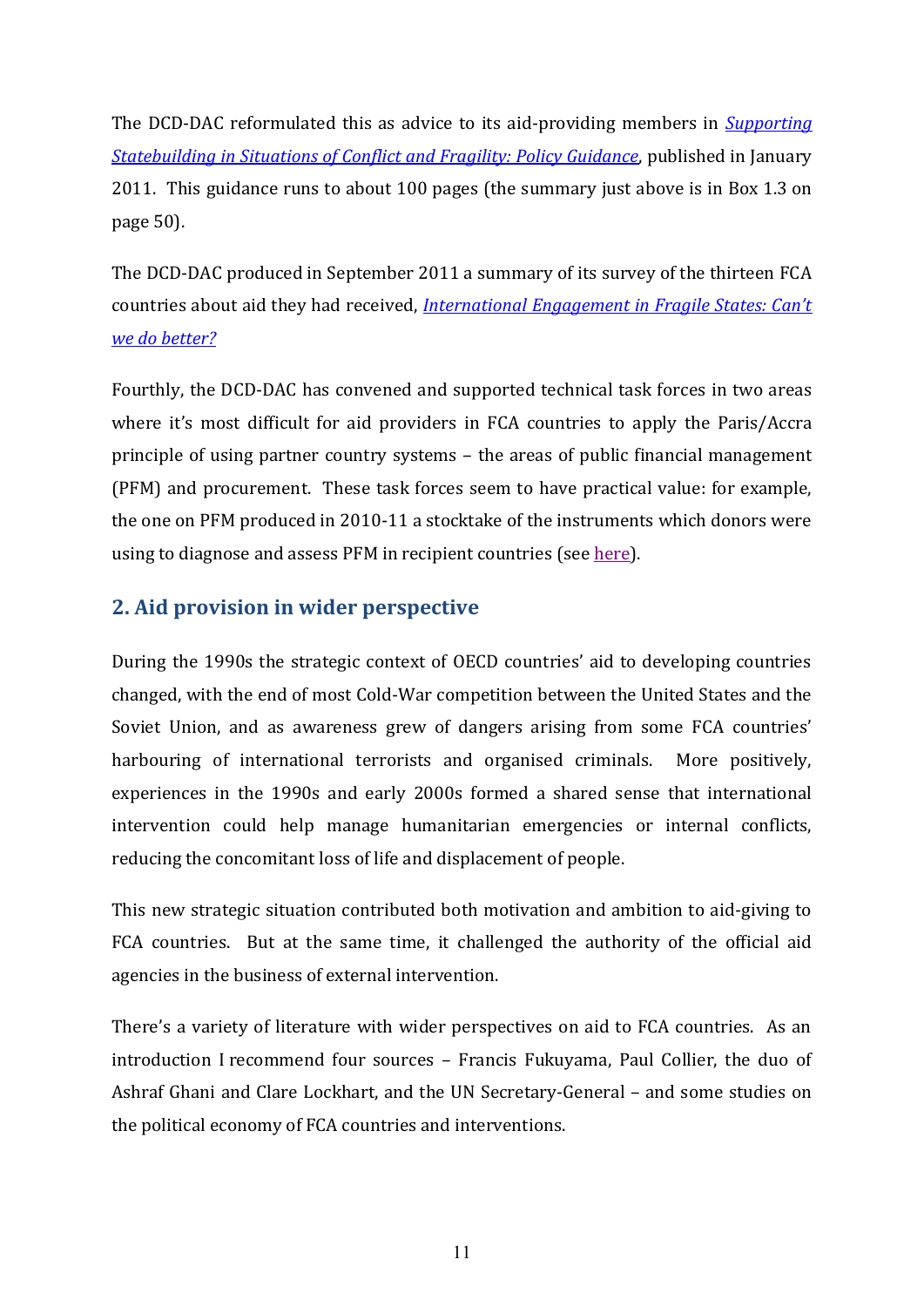The DCD-DAC reformulated this as advice to its aid-providing members in [*Supporting Statebuilding in Situations of Conflict and Fragility: Policy Guidance*](), published in January 2011. This guidance runs to about 100 pages (the summary just above is in Box 1.3 on page 50).

The DCD-DAC produced in September 2011 a summary of its survey of the thirteen FCA countries about aid they had received, [*International Engagement in Fragile States: Can't we do better?*]()

Fourthly, the DCD-DAC has convened and supported technical task forces in two areas where it's most difficult for aid providers in FCA countries to apply the Paris/Accra principle of using partner country systems – the areas of public financial management (PFM) and procurement. These task forces seem to have practical value: for example, the one on PFM produced in 2010-11 a stocktake of the instruments which donors were using to diagnose and assess PFM in recipient countries (see [here]()).

## 2. Aid provision in wider perspective

During the 1990s the strategic context of OECD countries' aid to developing countries changed, with the end of most Cold-War competition between the United States and the Soviet Union, and as awareness grew of dangers arising from some FCA countries' harbouring of international terrorists and organised criminals. More positively, experiences in the 1990s and early 2000s formed a shared sense that international intervention could help manage humanitarian emergencies or internal conflicts, reducing the concomitant loss of life and displacement of people.

This new strategic situation contributed both motivation and ambition to aid-giving to FCA countries. But at the same time, it challenged the authority of the official aid agencies in the business of external intervention.

There's a variety of literature with wider perspectives on aid to FCA countries. As an introduction I recommend four sources – Francis Fukuyama, Paul Collier, the duo of Ashraf Ghani and Clare Lockhart, and the UN Secretary-General – and some studies on the political economy of FCA countries and interventions.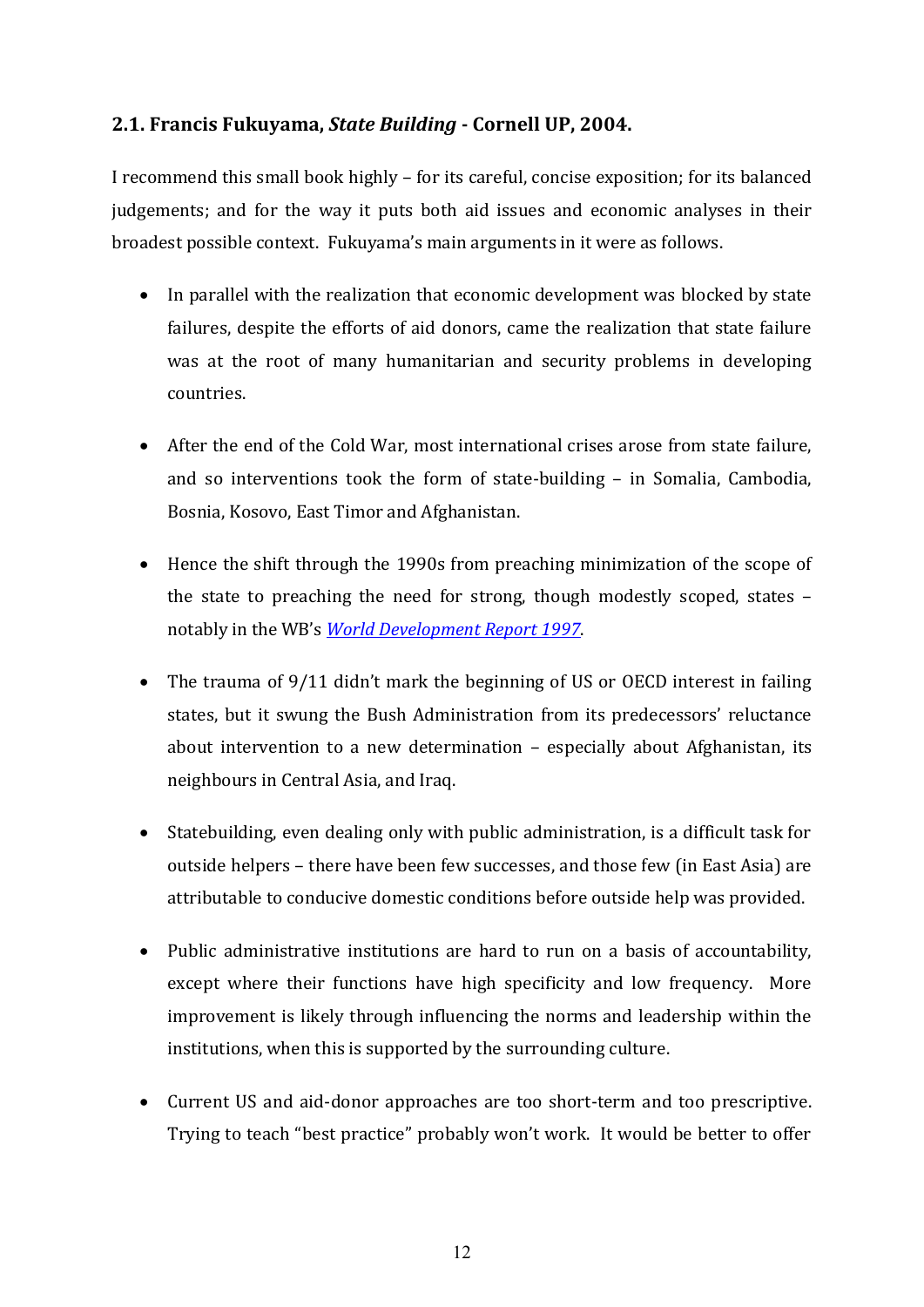### 2.1. Francis Fukuyama, *State Building* - Cornell UP, 2004.

I recommend this small book highly – for its careful, concise exposition; for its balanced judgements; and for the way it puts both aid issues and economic analyses in their broadest possible context. Fukuyama's main arguments in it were as follows.

- In parallel with the realization that economic development was blocked by state failures, despite the efforts of aid donors, came the realization that state failure was at the root of many humanitarian and security problems in developing countries.

- After the end of the Cold War, most international crises arose from state failure, and so interventions took the form of state-building – in Somalia, Cambodia, Bosnia, Kosovo, East Timor and Afghanistan.

- Hence the shift through the 1990s from preaching minimization of the scope of the state to preaching the need for strong, though modestly scoped, states – notably in the WB's *World Development Report 1997*.

- The trauma of 9/11 didn't mark the beginning of US or OECD interest in failing states, but it swung the Bush Administration from its predecessors' reluctance about intervention to a new determination – especially about Afghanistan, its neighbours in Central Asia, and Iraq.

- Statebuilding, even dealing only with public administration, is a difficult task for outside helpers – there have been few successes, and those few (in East Asia) are attributable to conducive domestic conditions before outside help was provided.

- Public administrative institutions are hard to run on a basis of accountability, except where their functions have high specificity and low frequency. More improvement is likely through influencing the norms and leadership within the institutions, when this is supported by the surrounding culture.

- Current US and aid-donor approaches are too short-term and too prescriptive. Trying to teach "best practice" probably won't work. It would be better to offer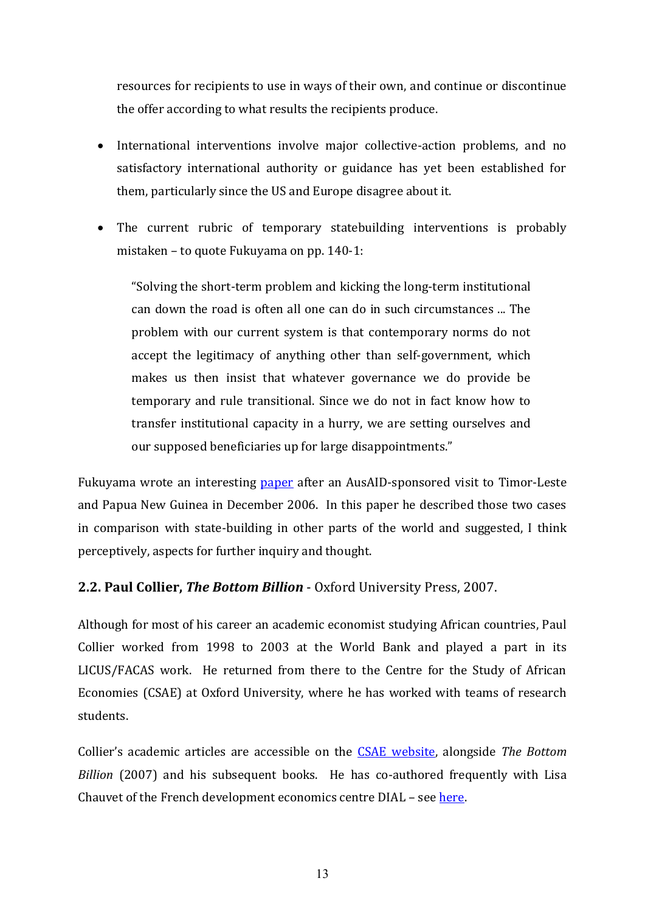resources for recipients to use in ways of their own, and continue or discontinue the offer according to what results the recipients produce.

- International interventions involve major collective-action problems, and no satisfactory international authority or guidance has yet been established for them, particularly since the US and Europe disagree about it.

- The current rubric of temporary statebuilding interventions is probably mistaken – to quote Fukuyama on pp. 140-1:

  > "Solving the short-term problem and kicking the long-term institutional can down the road is often all one can do in such circumstances ... The problem with our current system is that contemporary norms do not accept the legitimacy of anything other than self-government, which makes us then insist that whatever governance we do provide be temporary and rule transitional. Since we do not in fact know how to transfer institutional capacity in a hurry, we are setting ourselves and our supposed beneficiaries up for large disappointments."

Fukuyama wrote an interesting paper after an AusAID-sponsored visit to Timor-Leste and Papua New Guinea in December 2006. In this paper he described those two cases in comparison with state-building in other parts of the world and suggested, I think perceptively, aspects for further inquiry and thought.

## 2.2. Paul Collier, *The Bottom Billion* - Oxford University Press, 2007.

Although for most of his career an academic economist studying African countries, Paul Collier worked from 1998 to 2003 at the World Bank and played a part in its LICUS/FACAS work. He returned from there to the Centre for the Study of African Economies (CSAE) at Oxford University, where he has worked with teams of research students.

Collier's academic articles are accessible on the CSAE website, alongside *The Bottom Billion* (2007) and his subsequent books. He has co-authored frequently with Lisa Chauvet of the French development economics centre DIAL – see here.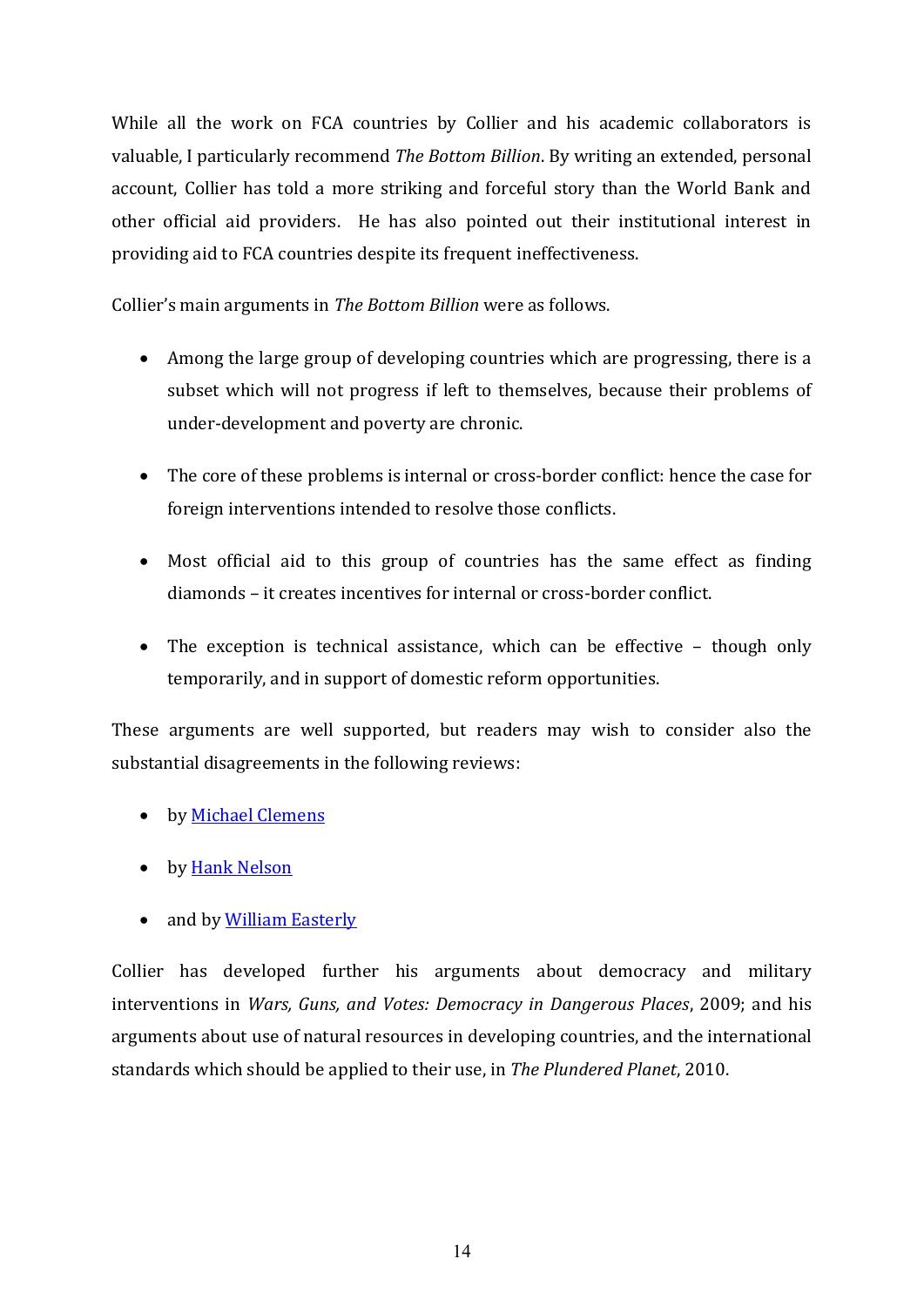While all the work on FCA countries by Collier and his academic collaborators is valuable, I particularly recommend *The Bottom Billion*. By writing an extended, personal account, Collier has told a more striking and forceful story than the World Bank and other official aid providers. He has also pointed out their institutional interest in providing aid to FCA countries despite its frequent ineffectiveness.

Collier's main arguments in *The Bottom Billion* were as follows.

- Among the large group of developing countries which are progressing, there is a subset which will not progress if left to themselves, because their problems of under-development and poverty are chronic.
- The core of these problems is internal or cross-border conflict: hence the case for foreign interventions intended to resolve those conflicts.
- Most official aid to this group of countries has the same effect as finding diamonds – it creates incentives for internal or cross-border conflict.
- The exception is technical assistance, which can be effective – though only temporarily, and in support of domestic reform opportunities.

These arguments are well supported, but readers may wish to consider also the substantial disagreements in the following reviews:

- by Michael Clemens
- by Hank Nelson
- and by William Easterly

Collier has developed further his arguments about democracy and military interventions in *Wars, Guns, and Votes: Democracy in Dangerous Places*, 2009; and his arguments about use of natural resources in developing countries, and the international standards which should be applied to their use, in *The Plundered Planet*, 2010.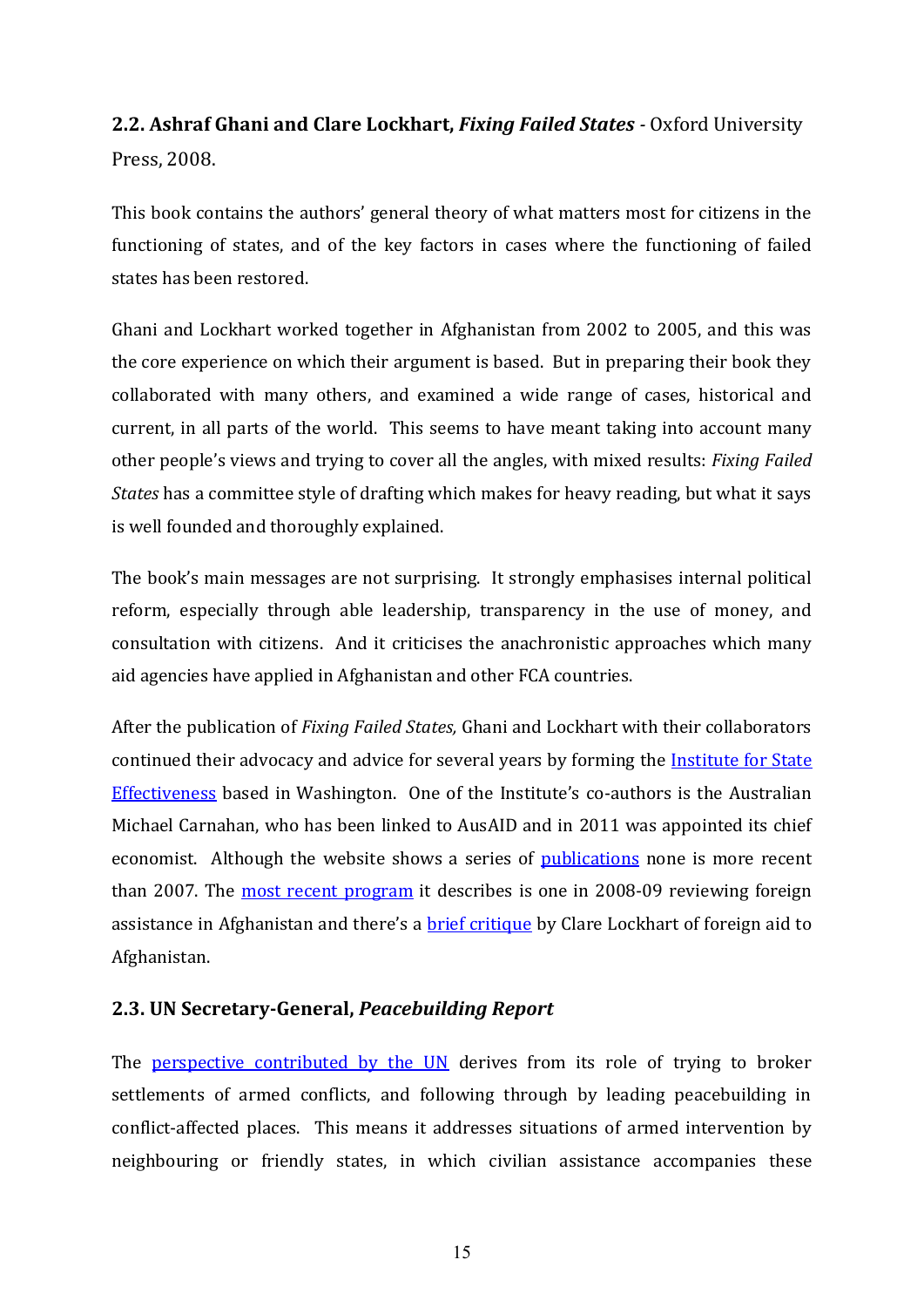## 2.2. Ashraf Ghani and Clare Lockhart, *Fixing Failed States* - Oxford University Press, 2008.

This book contains the authors' general theory of what matters most for citizens in the functioning of states, and of the key factors in cases where the functioning of failed states has been restored.

Ghani and Lockhart worked together in Afghanistan from 2002 to 2005, and this was the core experience on which their argument is based. But in preparing their book they collaborated with many others, and examined a wide range of cases, historical and current, in all parts of the world. This seems to have meant taking into account many other people's views and trying to cover all the angles, with mixed results: *Fixing Failed States* has a committee style of drafting which makes for heavy reading, but what it says is well founded and thoroughly explained.

The book's main messages are not surprising. It strongly emphasises internal political reform, especially through able leadership, transparency in the use of money, and consultation with citizens. And it criticises the anachronistic approaches which many aid agencies have applied in Afghanistan and other FCA countries.

After the publication of *Fixing Failed States,* Ghani and Lockhart with their collaborators continued their advocacy and advice for several years by forming the Institute for State Effectiveness based in Washington. One of the Institute's co-authors is the Australian Michael Carnahan, who has been linked to AusAID and in 2011 was appointed its chief economist. Although the website shows a series of publications none is more recent than 2007. The most recent program it describes is one in 2008-09 reviewing foreign assistance in Afghanistan and there's a brief critique by Clare Lockhart of foreign aid to Afghanistan.

## 2.3. UN Secretary-General, *Peacebuilding Report*

The perspective contributed by the UN derives from its role of trying to broker settlements of armed conflicts, and following through by leading peacebuilding in conflict-affected places. This means it addresses situations of armed intervention by neighbouring or friendly states, in which civilian assistance accompanies these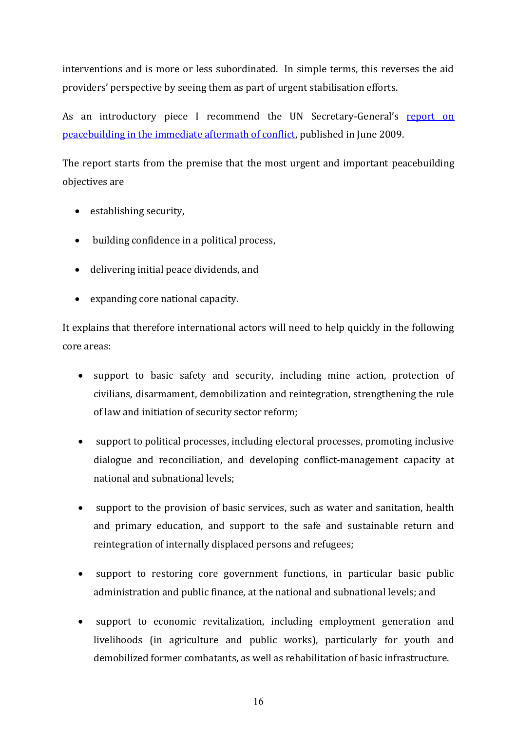interventions and is more or less subordinated. In simple terms, this reverses the aid providers' perspective by seeing them as part of urgent stabilisation efforts.

As an introductory piece I recommend the UN Secretary-General's report on peacebuilding in the immediate aftermath of conflict, published in June 2009.

The report starts from the premise that the most urgent and important peacebuilding objectives are

- establishing security,
- building confidence in a political process,
- delivering initial peace dividends, and
- expanding core national capacity.

It explains that therefore international actors will need to help quickly in the following core areas:

- support to basic safety and security, including mine action, protection of civilians, disarmament, demobilization and reintegration, strengthening the rule of law and initiation of security sector reform;
- support to political processes, including electoral processes, promoting inclusive dialogue and reconciliation, and developing conflict-management capacity at national and subnational levels;
- support to the provision of basic services, such as water and sanitation, health and primary education, and support to the safe and sustainable return and reintegration of internally displaced persons and refugees;
- support to restoring core government functions, in particular basic public administration and public finance, at the national and subnational levels; and
- support to economic revitalization, including employment generation and livelihoods (in agriculture and public works), particularly for youth and demobilized former combatants, as well as rehabilitation of basic infrastructure.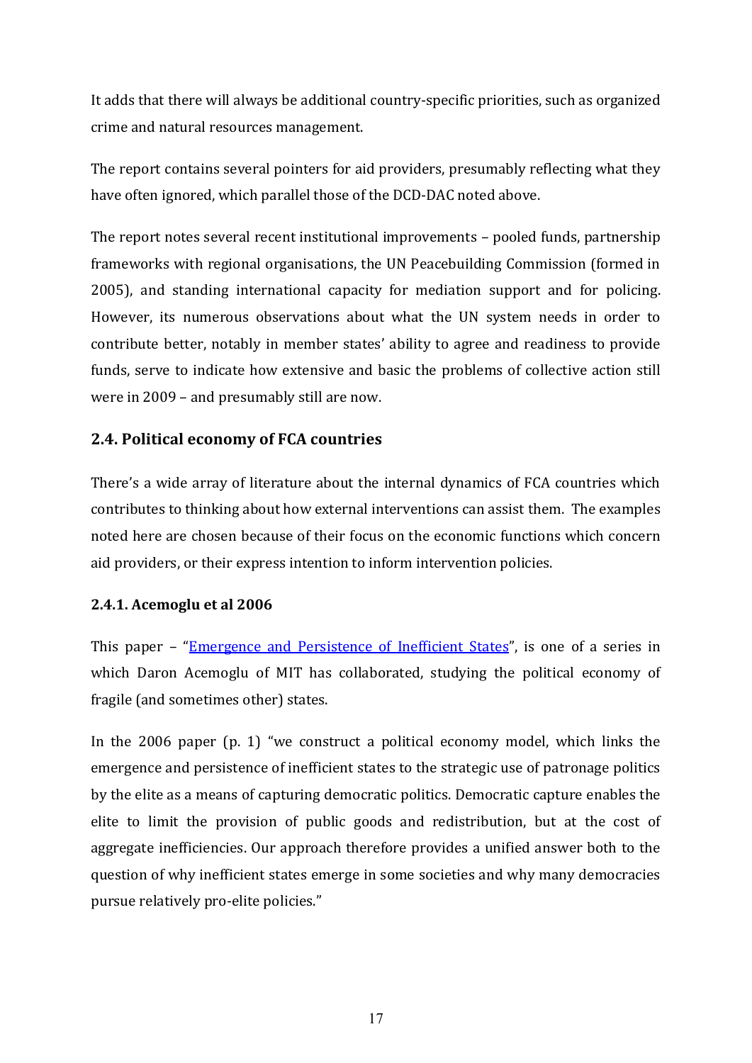It adds that there will always be additional country-specific priorities, such as organized crime and natural resources management.

The report contains several pointers for aid providers, presumably reflecting what they have often ignored, which parallel those of the DCD-DAC noted above.

The report notes several recent institutional improvements – pooled funds, partnership frameworks with regional organisations, the UN Peacebuilding Commission (formed in 2005), and standing international capacity for mediation support and for policing. However, its numerous observations about what the UN system needs in order to contribute better, notably in member states' ability to agree and readiness to provide funds, serve to indicate how extensive and basic the problems of collective action still were in 2009 – and presumably still are now.

### 2.4. Political economy of FCA countries

There's a wide array of literature about the internal dynamics of FCA countries which contributes to thinking about how external interventions can assist them. The examples noted here are chosen because of their focus on the economic functions which concern aid providers, or their express intention to inform intervention policies.

#### 2.4.1. Acemoglu et al 2006

This paper – "Emergence and Persistence of Inefficient States", is one of a series in which Daron Acemoglu of MIT has collaborated, studying the political economy of fragile (and sometimes other) states.

In the 2006 paper (p. 1) "we construct a political economy model, which links the emergence and persistence of inefficient states to the strategic use of patronage politics by the elite as a means of capturing democratic politics. Democratic capture enables the elite to limit the provision of public goods and redistribution, but at the cost of aggregate inefficiencies. Our approach therefore provides a unified answer both to the question of why inefficient states emerge in some societies and why many democracies pursue relatively pro-elite policies."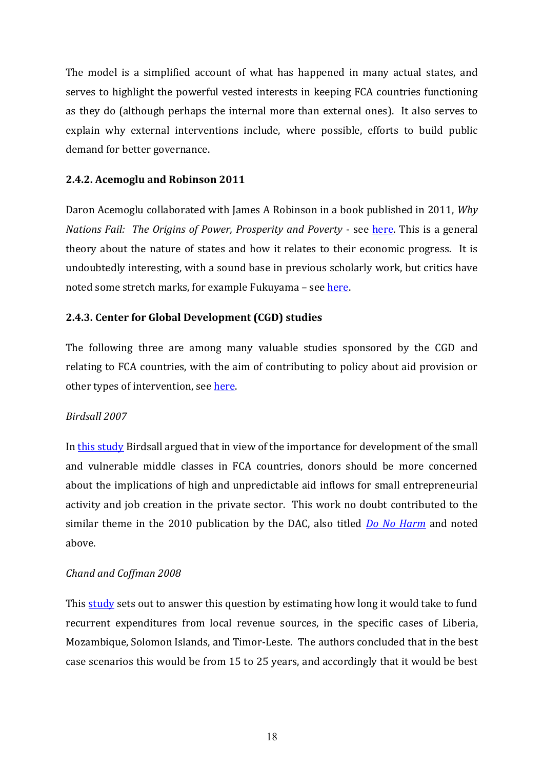The model is a simplified account of what has happened in many actual states, and serves to highlight the powerful vested interests in keeping FCA countries functioning as they do (although perhaps the internal more than external ones). It also serves to explain why external interventions include, where possible, efforts to build public demand for better governance.

### 2.4.2. Acemoglu and Robinson 2011

Daron Acemoglu collaborated with James A Robinson in a book published in 2011, *Why Nations Fail: The Origins of Power, Prosperity and Poverty* - see here. This is a general theory about the nature of states and how it relates to their economic progress. It is undoubtedly interesting, with a sound base in previous scholarly work, but critics have noted some stretch marks, for example Fukuyama – see here.

### 2.4.3. Center for Global Development (CGD) studies

The following three are among many valuable studies sponsored by the CGD and relating to FCA countries, with the aim of contributing to policy about aid provision or other types of intervention, see here.

*Birdsall 2007*

In this study Birdsall argued that in view of the importance for development of the small and vulnerable middle classes in FCA countries, donors should be more concerned about the implications of high and unpredictable aid inflows for small entrepreneurial activity and job creation in the private sector. This work no doubt contributed to the similar theme in the 2010 publication by the DAC, also titled *Do No Harm* and noted above.

*Chand and Coffman 2008*

This study sets out to answer this question by estimating how long it would take to fund recurrent expenditures from local revenue sources, in the specific cases of Liberia, Mozambique, Solomon Islands, and Timor-Leste. The authors concluded that in the best case scenarios this would be from 15 to 25 years, and accordingly that it would be best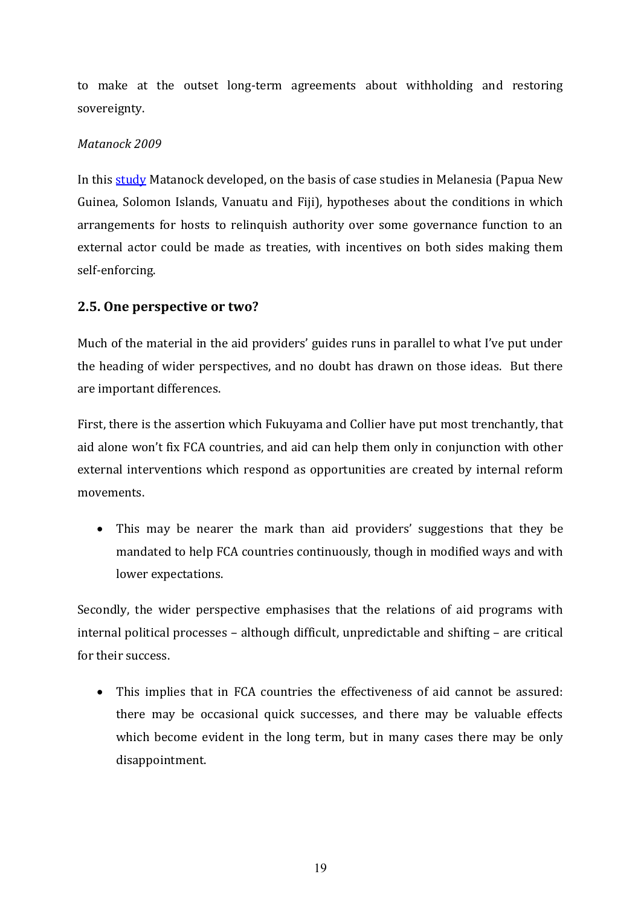to make at the outset long-term agreements about withholding and restoring sovereignty.

*Matanock 2009*

In this study Matanock developed, on the basis of case studies in Melanesia (Papua New Guinea, Solomon Islands, Vanuatu and Fiji), hypotheses about the conditions in which arrangements for hosts to relinquish authority over some governance function to an external actor could be made as treaties, with incentives on both sides making them self-enforcing.

## 2.5. One perspective or two?

Much of the material in the aid providers' guides runs in parallel to what I've put under the heading of wider perspectives, and no doubt has drawn on those ideas. But there are important differences.

First, there is the assertion which Fukuyama and Collier have put most trenchantly, that aid alone won't fix FCA countries, and aid can help them only in conjunction with other external interventions which respond as opportunities are created by internal reform movements.

- This may be nearer the mark than aid providers' suggestions that they be mandated to help FCA countries continuously, though in modified ways and with lower expectations.

Secondly, the wider perspective emphasises that the relations of aid programs with internal political processes – although difficult, unpredictable and shifting – are critical for their success.

- This implies that in FCA countries the effectiveness of aid cannot be assured: there may be occasional quick successes, and there may be valuable effects which become evident in the long term, but in many cases there may be only disappointment.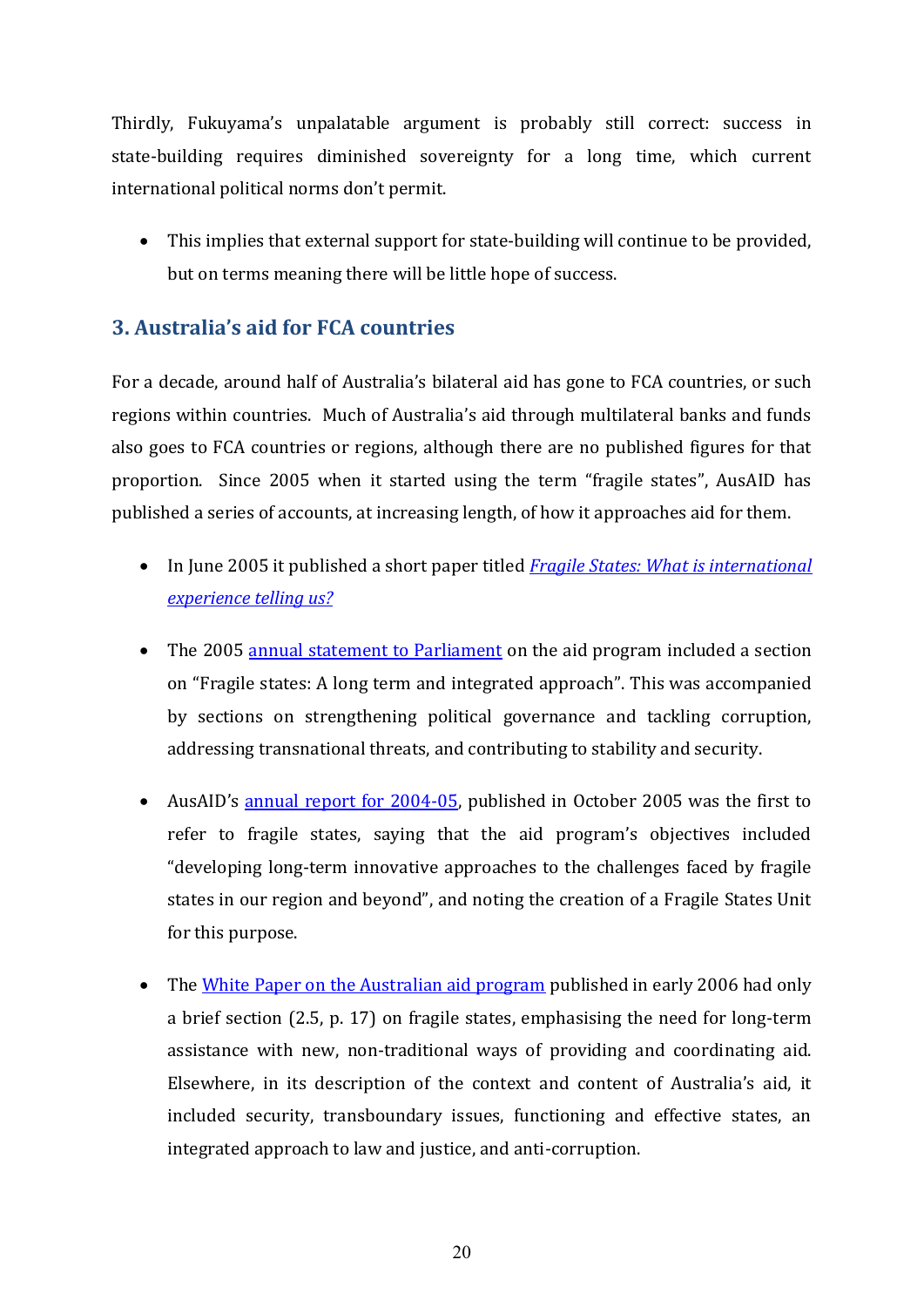Thirdly, Fukuyama's unpalatable argument is probably still correct: success in state-building requires diminished sovereignty for a long time, which current international political norms don't permit.

- This implies that external support for state-building will continue to be provided, but on terms meaning there will be little hope of success.

## 3. Australia's aid for FCA countries

For a decade, around half of Australia's bilateral aid has gone to FCA countries, or such regions within countries. Much of Australia's aid through multilateral banks and funds also goes to FCA countries or regions, although there are no published figures for that proportion. Since 2005 when it started using the term "fragile states", AusAID has published a series of accounts, at increasing length, of how it approaches aid for them.

- In June 2005 it published a short paper titled *Fragile States: What is international experience telling us?*
- The 2005 annual statement to Parliament on the aid program included a section on "Fragile states: A long term and integrated approach". This was accompanied by sections on strengthening political governance and tackling corruption, addressing transnational threats, and contributing to stability and security.
- AusAID's annual report for 2004-05, published in October 2005 was the first to refer to fragile states, saying that the aid program's objectives included "developing long-term innovative approaches to the challenges faced by fragile states in our region and beyond", and noting the creation of a Fragile States Unit for this purpose.
- The White Paper on the Australian aid program published in early 2006 had only a brief section (2.5, p. 17) on fragile states, emphasising the need for long-term assistance with new, non-traditional ways of providing and coordinating aid. Elsewhere, in its description of the context and content of Australia's aid, it included security, transboundary issues, functioning and effective states, an integrated approach to law and justice, and anti-corruption.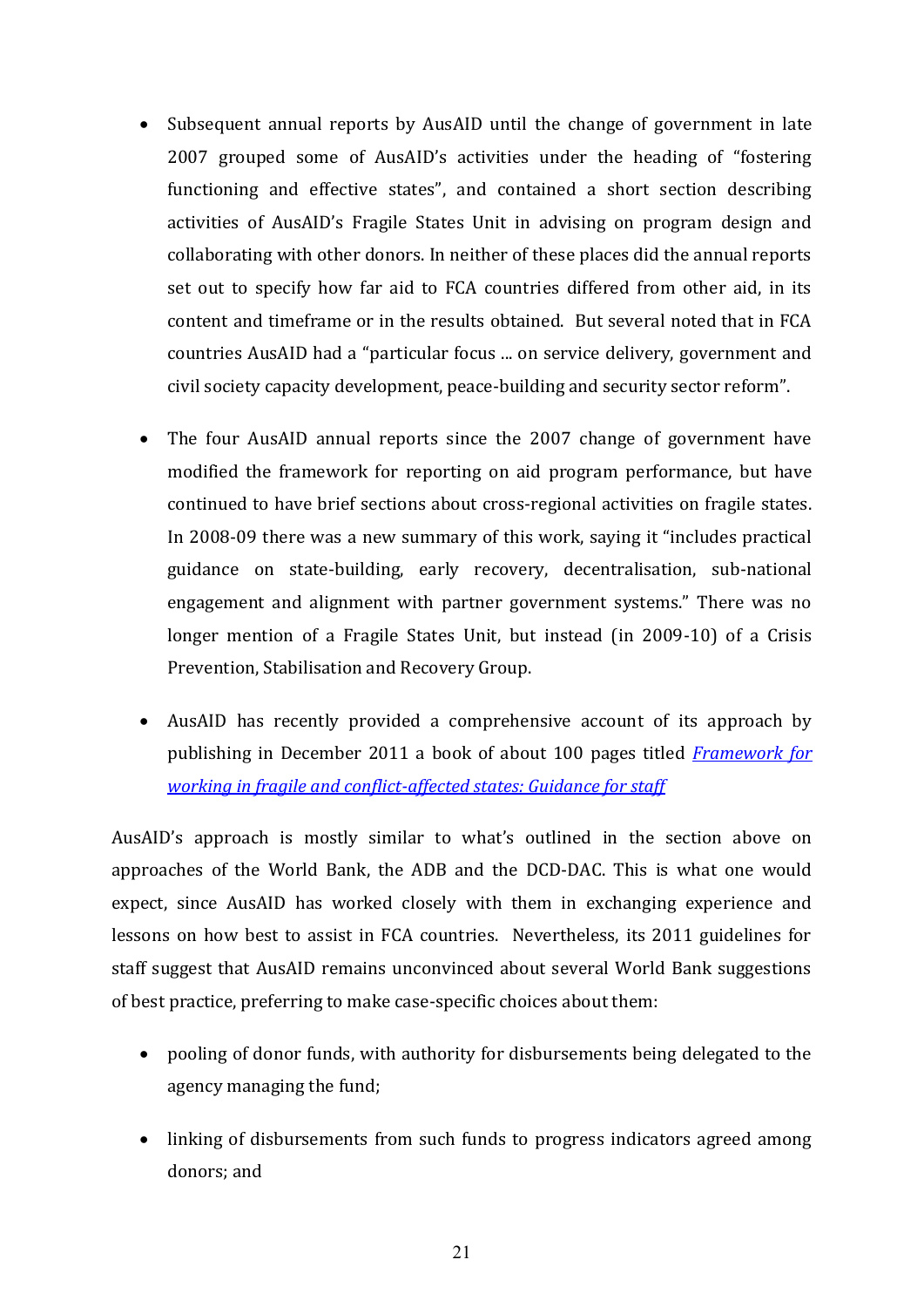- Subsequent annual reports by AusAID until the change of government in late 2007 grouped some of AusAID's activities under the heading of "fostering functioning and effective states", and contained a short section describing activities of AusAID's Fragile States Unit in advising on program design and collaborating with other donors. In neither of these places did the annual reports set out to specify how far aid to FCA countries differed from other aid, in its content and timeframe or in the results obtained. But several noted that in FCA countries AusAID had a "particular focus ... on service delivery, government and civil society capacity development, peace-building and security sector reform".

- The four AusAID annual reports since the 2007 change of government have modified the framework for reporting on aid program performance, but have continued to have brief sections about cross-regional activities on fragile states. In 2008-09 there was a new summary of this work, saying it "includes practical guidance on state-building, early recovery, decentralisation, sub-national engagement and alignment with partner government systems." There was no longer mention of a Fragile States Unit, but instead (in 2009-10) of a Crisis Prevention, Stabilisation and Recovery Group.

- AusAID has recently provided a comprehensive account of its approach by publishing in December 2011 a book of about 100 pages titled *Framework for working in fragile and conflict-affected states: Guidance for staff*

AusAID's approach is mostly similar to what's outlined in the section above on approaches of the World Bank, the ADB and the DCD-DAC. This is what one would expect, since AusAID has worked closely with them in exchanging experience and lessons on how best to assist in FCA countries. Nevertheless, its 2011 guidelines for staff suggest that AusAID remains unconvinced about several World Bank suggestions of best practice, preferring to make case-specific choices about them:

- pooling of donor funds, with authority for disbursements being delegated to the agency managing the fund;

- linking of disbursements from such funds to progress indicators agreed among donors; and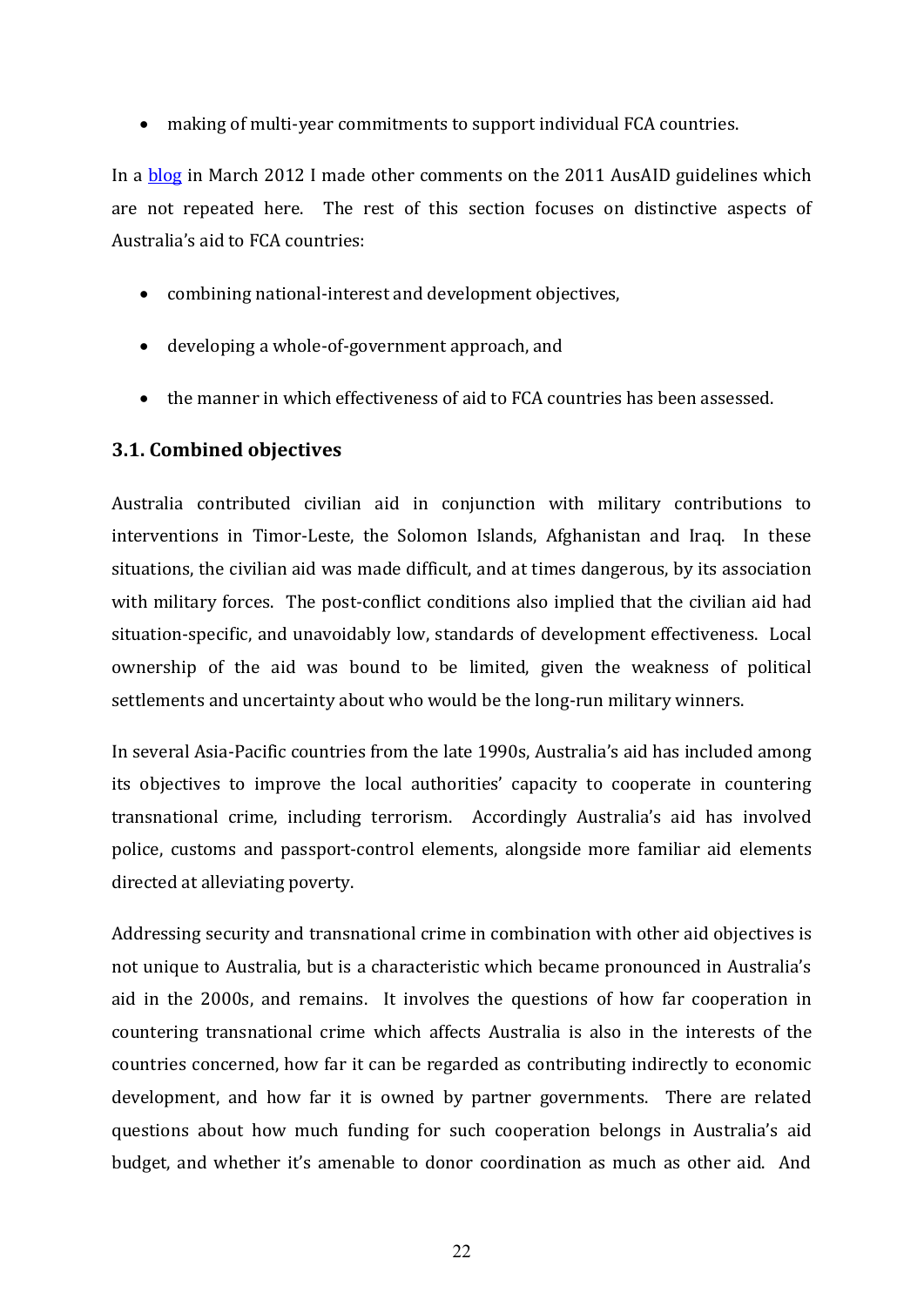- making of multi-year commitments to support individual FCA countries.

In a [blog](blog) in March 2012 I made other comments on the 2011 AusAID guidelines which are not repeated here. The rest of this section focuses on distinctive aspects of Australia's aid to FCA countries:

- combining national-interest and development objectives,
- developing a whole-of-government approach, and
- the manner in which effectiveness of aid to FCA countries has been assessed.

### 3.1. Combined objectives

Australia contributed civilian aid in conjunction with military contributions to interventions in Timor-Leste, the Solomon Islands, Afghanistan and Iraq. In these situations, the civilian aid was made difficult, and at times dangerous, by its association with military forces. The post-conflict conditions also implied that the civilian aid had situation-specific, and unavoidably low, standards of development effectiveness. Local ownership of the aid was bound to be limited, given the weakness of political settlements and uncertainty about who would be the long-run military winners.

In several Asia-Pacific countries from the late 1990s, Australia's aid has included among its objectives to improve the local authorities' capacity to cooperate in countering transnational crime, including terrorism. Accordingly Australia's aid has involved police, customs and passport-control elements, alongside more familiar aid elements directed at alleviating poverty.

Addressing security and transnational crime in combination with other aid objectives is not unique to Australia, but is a characteristic which became pronounced in Australia's aid in the 2000s, and remains. It involves the questions of how far cooperation in countering transnational crime which affects Australia is also in the interests of the countries concerned, how far it can be regarded as contributing indirectly to economic development, and how far it is owned by partner governments. There are related questions about how much funding for such cooperation belongs in Australia's aid budget, and whether it's amenable to donor coordination as much as other aid. And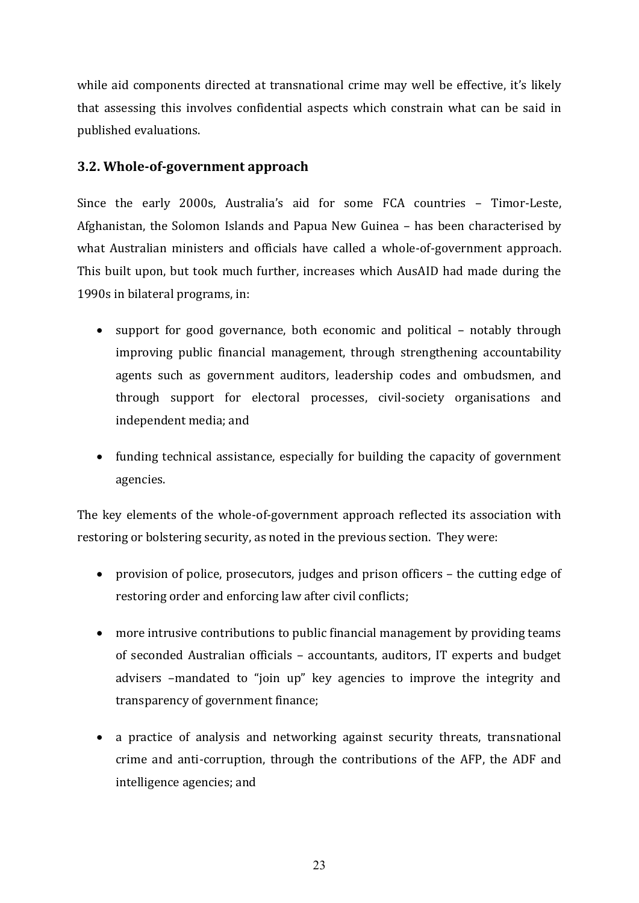while aid components directed at transnational crime may well be effective, it's likely that assessing this involves confidential aspects which constrain what can be said in published evaluations.

### 3.2. Whole-of-government approach

Since the early 2000s, Australia's aid for some FCA countries – Timor-Leste, Afghanistan, the Solomon Islands and Papua New Guinea – has been characterised by what Australian ministers and officials have called a whole-of-government approach. This built upon, but took much further, increases which AusAID had made during the 1990s in bilateral programs, in:

- support for good governance, both economic and political – notably through improving public financial management, through strengthening accountability agents such as government auditors, leadership codes and ombudsmen, and through support for electoral processes, civil-society organisations and independent media; and
- funding technical assistance, especially for building the capacity of government agencies.

The key elements of the whole-of-government approach reflected its association with restoring or bolstering security, as noted in the previous section. They were:

- provision of police, prosecutors, judges and prison officers – the cutting edge of restoring order and enforcing law after civil conflicts;
- more intrusive contributions to public financial management by providing teams of seconded Australian officials – accountants, auditors, IT experts and budget advisers –mandated to "join up" key agencies to improve the integrity and transparency of government finance;
- a practice of analysis and networking against security threats, transnational crime and anti-corruption, through the contributions of the AFP, the ADF and intelligence agencies; and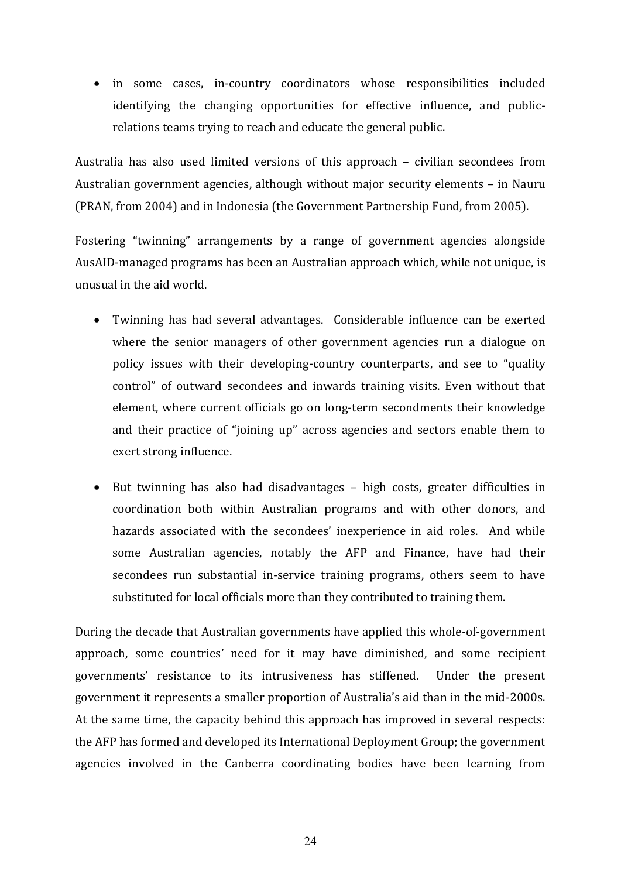- in some cases, in-country coordinators whose responsibilities included identifying the changing opportunities for effective influence, and public-relations teams trying to reach and educate the general public.

Australia has also used limited versions of this approach – civilian secondees from Australian government agencies, although without major security elements – in Nauru (PRAN, from 2004) and in Indonesia (the Government Partnership Fund, from 2005).

Fostering "twinning" arrangements by a range of government agencies alongside AusAID-managed programs has been an Australian approach which, while not unique, is unusual in the aid world.

- Twinning has had several advantages. Considerable influence can be exerted where the senior managers of other government agencies run a dialogue on policy issues with their developing-country counterparts, and see to "quality control" of outward secondees and inwards training visits. Even without that element, where current officials go on long-term secondments their knowledge and their practice of "joining up" across agencies and sectors enable them to exert strong influence.

- But twinning has also had disadvantages – high costs, greater difficulties in coordination both within Australian programs and with other donors, and hazards associated with the secondees' inexperience in aid roles. And while some Australian agencies, notably the AFP and Finance, have had their secondees run substantial in-service training programs, others seem to have substituted for local officials more than they contributed to training them.

During the decade that Australian governments have applied this whole-of-government approach, some countries' need for it may have diminished, and some recipient governments' resistance to its intrusiveness has stiffened. Under the present government it represents a smaller proportion of Australia's aid than in the mid-2000s. At the same time, the capacity behind this approach has improved in several respects: the AFP has formed and developed its International Deployment Group; the government agencies involved in the Canberra coordinating bodies have been learning from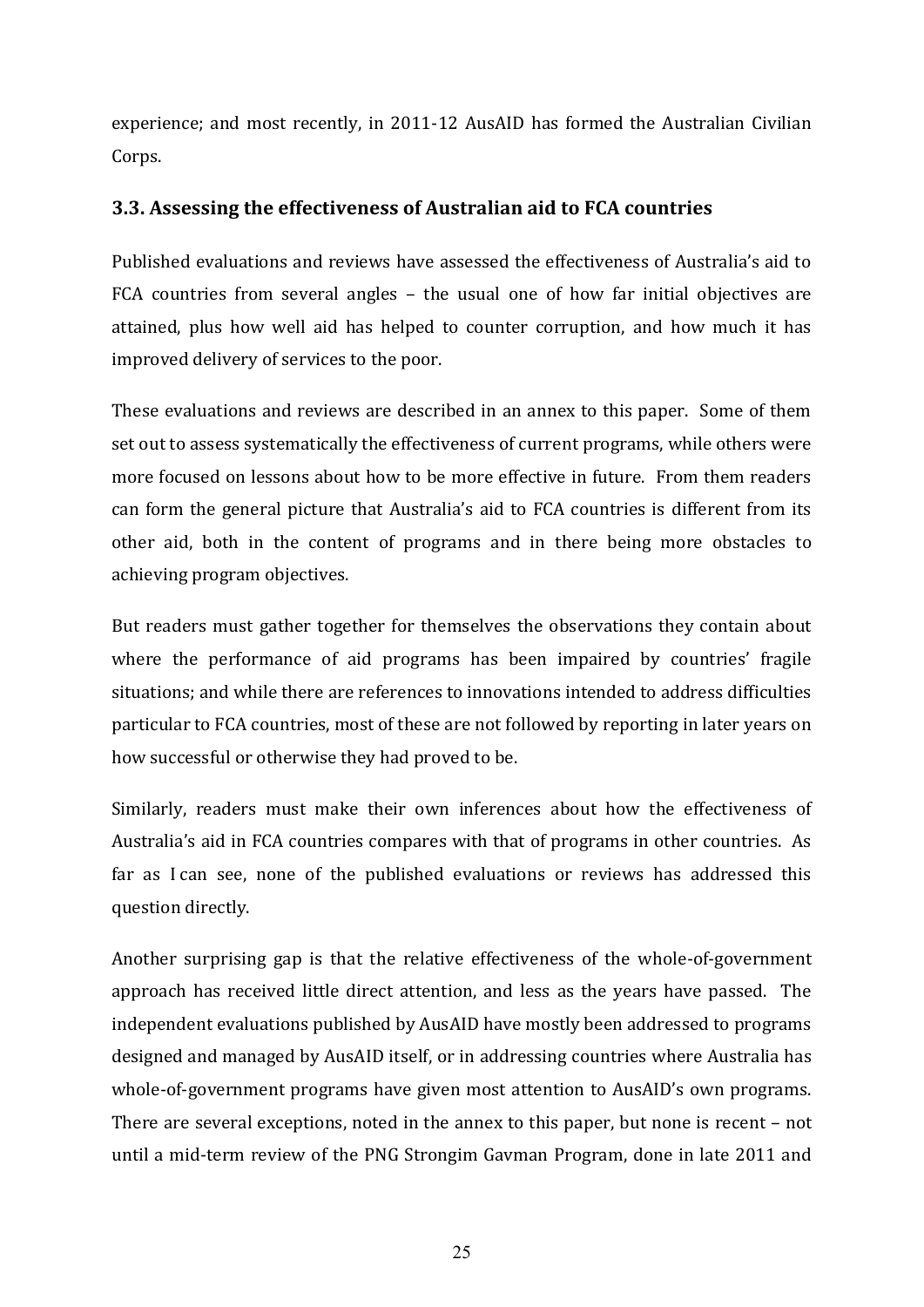experience; and most recently, in 2011-12 AusAID has formed the Australian Civilian Corps.

### 3.3. Assessing the effectiveness of Australian aid to FCA countries

Published evaluations and reviews have assessed the effectiveness of Australia's aid to FCA countries from several angles – the usual one of how far initial objectives are attained, plus how well aid has helped to counter corruption, and how much it has improved delivery of services to the poor.

These evaluations and reviews are described in an annex to this paper. Some of them set out to assess systematically the effectiveness of current programs, while others were more focused on lessons about how to be more effective in future. From them readers can form the general picture that Australia's aid to FCA countries is different from its other aid, both in the content of programs and in there being more obstacles to achieving program objectives.

But readers must gather together for themselves the observations they contain about where the performance of aid programs has been impaired by countries' fragile situations; and while there are references to innovations intended to address difficulties particular to FCA countries, most of these are not followed by reporting in later years on how successful or otherwise they had proved to be.

Similarly, readers must make their own inferences about how the effectiveness of Australia's aid in FCA countries compares with that of programs in other countries. As far as I can see, none of the published evaluations or reviews has addressed this question directly.

Another surprising gap is that the relative effectiveness of the whole-of-government approach has received little direct attention, and less as the years have passed. The independent evaluations published by AusAID have mostly been addressed to programs designed and managed by AusAID itself, or in addressing countries where Australia has whole-of-government programs have given most attention to AusAID's own programs. There are several exceptions, noted in the annex to this paper, but none is recent – not until a mid-term review of the PNG Strongim Gavman Program, done in late 2011 and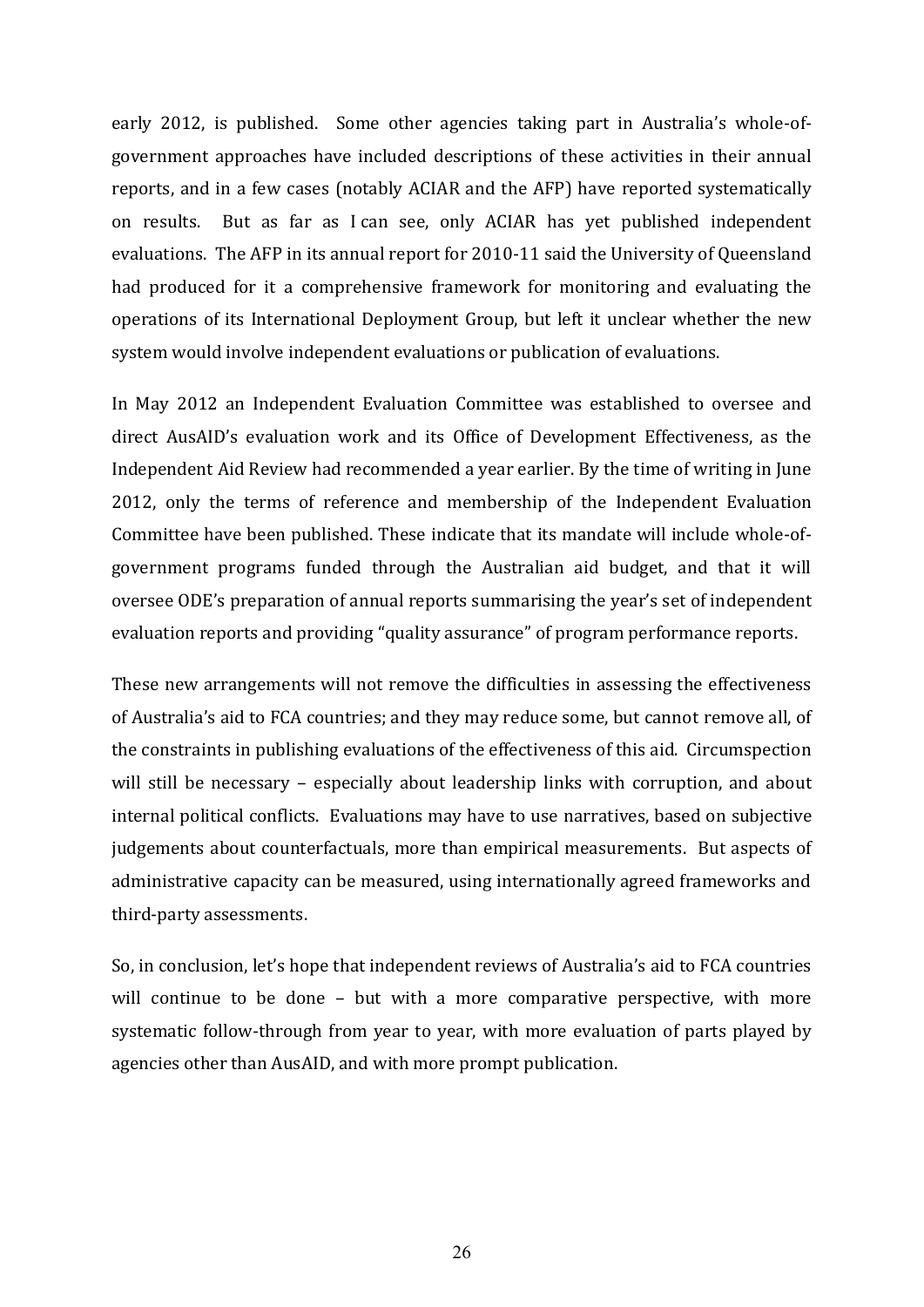early 2012, is published. Some other agencies taking part in Australia's whole-of-government approaches have included descriptions of these activities in their annual reports, and in a few cases (notably ACIAR and the AFP) have reported systematically on results. But as far as I can see, only ACIAR has yet published independent evaluations. The AFP in its annual report for 2010-11 said the University of Queensland had produced for it a comprehensive framework for monitoring and evaluating the operations of its International Deployment Group, but left it unclear whether the new system would involve independent evaluations or publication of evaluations.

In May 2012 an Independent Evaluation Committee was established to oversee and direct AusAID's evaluation work and its Office of Development Effectiveness, as the Independent Aid Review had recommended a year earlier. By the time of writing in June 2012, only the terms of reference and membership of the Independent Evaluation Committee have been published. These indicate that its mandate will include whole-of-government programs funded through the Australian aid budget, and that it will oversee ODE's preparation of annual reports summarising the year's set of independent evaluation reports and providing "quality assurance" of program performance reports.

These new arrangements will not remove the difficulties in assessing the effectiveness of Australia's aid to FCA countries; and they may reduce some, but cannot remove all, of the constraints in publishing evaluations of the effectiveness of this aid. Circumspection will still be necessary – especially about leadership links with corruption, and about internal political conflicts. Evaluations may have to use narratives, based on subjective judgements about counterfactuals, more than empirical measurements. But aspects of administrative capacity can be measured, using internationally agreed frameworks and third-party assessments.

So, in conclusion, let's hope that independent reviews of Australia's aid to FCA countries will continue to be done – but with a more comparative perspective, with more systematic follow-through from year to year, with more evaluation of parts played by agencies other than AusAID, and with more prompt publication.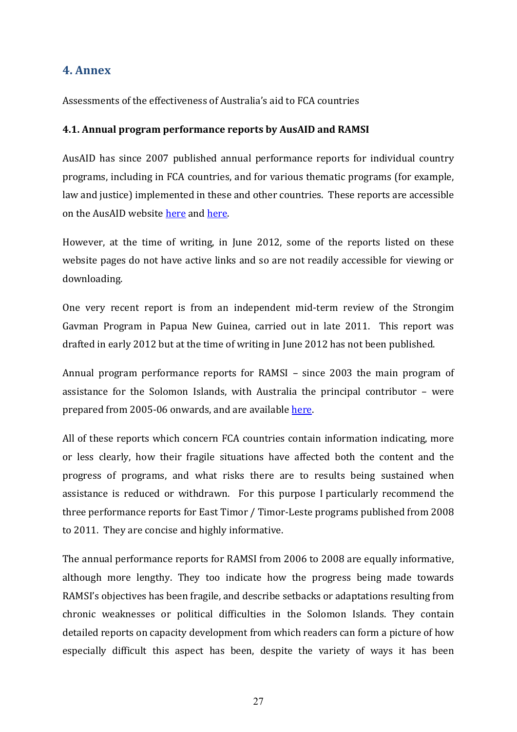## 4. Annex

Assessments of the effectiveness of Australia's aid to FCA countries

### 4.1. Annual program performance reports by AusAID and RAMSI

AusAID has since 2007 published annual performance reports for individual country programs, including in FCA countries, and for various thematic programs (for example, law and justice) implemented in these and other countries. These reports are accessible on the AusAID website here and here.

However, at the time of writing, in June 2012, some of the reports listed on these website pages do not have active links and so are not readily accessible for viewing or downloading.

One very recent report is from an independent mid-term review of the Strongim Gavman Program in Papua New Guinea, carried out in late 2011. This report was drafted in early 2012 but at the time of writing in June 2012 has not been published.

Annual program performance reports for RAMSI – since 2003 the main program of assistance for the Solomon Islands, with Australia the principal contributor – were prepared from 2005-06 onwards, and are available here.

All of these reports which concern FCA countries contain information indicating, more or less clearly, how their fragile situations have affected both the content and the progress of programs, and what risks there are to results being sustained when assistance is reduced or withdrawn. For this purpose I particularly recommend the three performance reports for East Timor / Timor-Leste programs published from 2008 to 2011. They are concise and highly informative.

The annual performance reports for RAMSI from 2006 to 2008 are equally informative, although more lengthy. They too indicate how the progress being made towards RAMSI's objectives has been fragile, and describe setbacks or adaptations resulting from chronic weaknesses or political difficulties in the Solomon Islands. They contain detailed reports on capacity development from which readers can form a picture of how especially difficult this aspect has been, despite the variety of ways it has been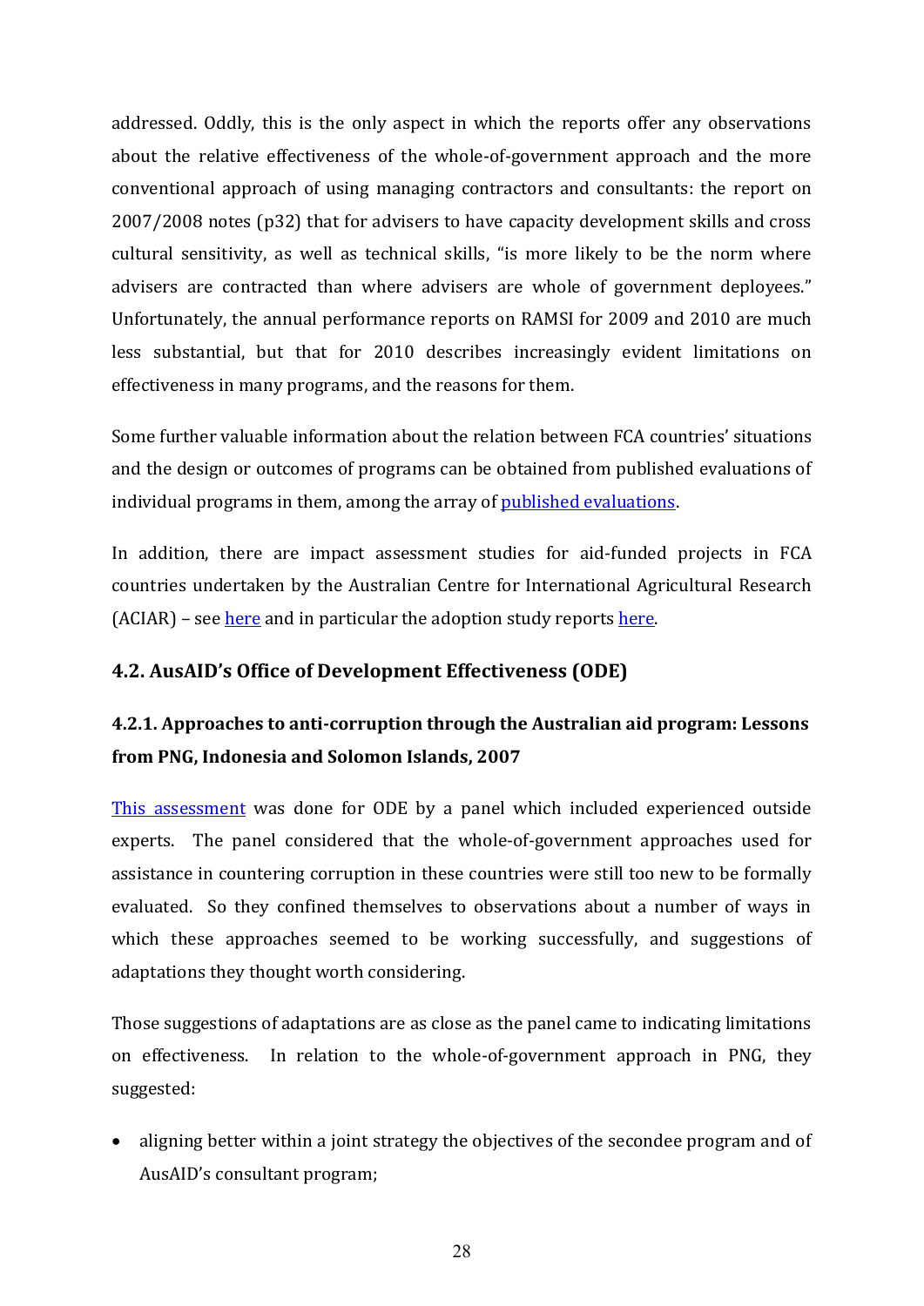addressed. Oddly, this is the only aspect in which the reports offer any observations about the relative effectiveness of the whole-of-government approach and the more conventional approach of using managing contractors and consultants: the report on 2007/2008 notes (p32) that for advisers to have capacity development skills and cross cultural sensitivity, as well as technical skills, "is more likely to be the norm where advisers are contracted than where advisers are whole of government deployees." Unfortunately, the annual performance reports on RAMSI for 2009 and 2010 are much less substantial, but that for 2010 describes increasingly evident limitations on effectiveness in many programs, and the reasons for them.

Some further valuable information about the relation between FCA countries' situations and the design or outcomes of programs can be obtained from published evaluations of individual programs in them, among the array of published evaluations.

In addition, there are impact assessment studies for aid-funded projects in FCA countries undertaken by the Australian Centre for International Agricultural Research (ACIAR) – see here and in particular the adoption study reports here.

### 4.2. AusAID's Office of Development Effectiveness (ODE)

#### 4.2.1. Approaches to anti-corruption through the Australian aid program: Lessons from PNG, Indonesia and Solomon Islands, 2007

This assessment was done for ODE by a panel which included experienced outside experts. The panel considered that the whole-of-government approaches used for assistance in countering corruption in these countries were still too new to be formally evaluated. So they confined themselves to observations about a number of ways in which these approaches seemed to be working successfully, and suggestions of adaptations they thought worth considering.

Those suggestions of adaptations are as close as the panel came to indicating limitations on effectiveness. In relation to the whole-of-government approach in PNG, they suggested:

- aligning better within a joint strategy the objectives of the secondee program and of AusAID's consultant program;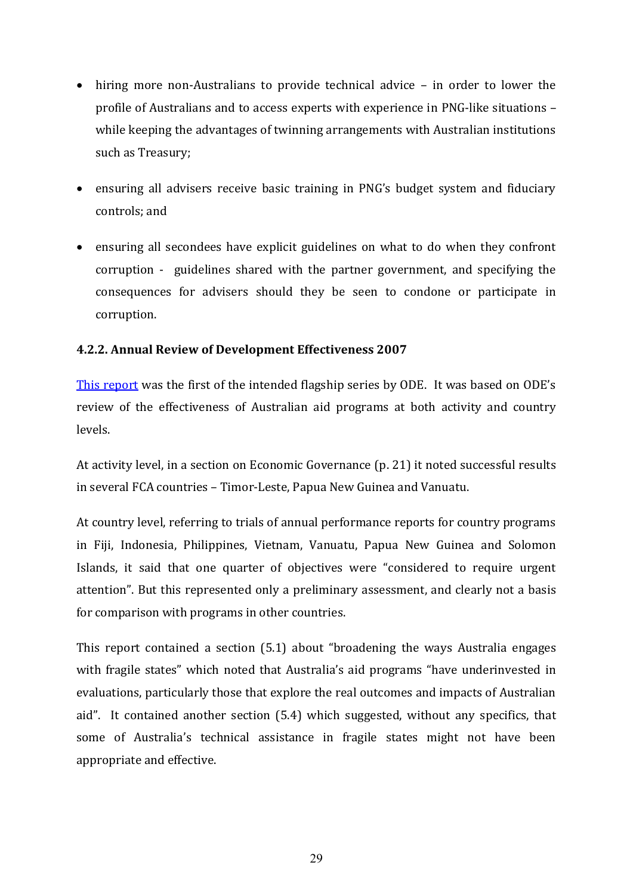- hiring more non-Australians to provide technical advice – in order to lower the profile of Australians and to access experts with experience in PNG-like situations – while keeping the advantages of twinning arrangements with Australian institutions such as Treasury;
- ensuring all advisers receive basic training in PNG's budget system and fiduciary controls; and
- ensuring all secondees have explicit guidelines on what to do when they confront corruption - guidelines shared with the partner government, and specifying the consequences for advisers should they be seen to condone or participate in corruption.

#### 4.2.2. Annual Review of Development Effectiveness 2007

This report was the first of the intended flagship series by ODE. It was based on ODE's review of the effectiveness of Australian aid programs at both activity and country levels.

At activity level, in a section on Economic Governance (p. 21) it noted successful results in several FCA countries – Timor-Leste, Papua New Guinea and Vanuatu.

At country level, referring to trials of annual performance reports for country programs in Fiji, Indonesia, Philippines, Vietnam, Vanuatu, Papua New Guinea and Solomon Islands, it said that one quarter of objectives were "considered to require urgent attention". But this represented only a preliminary assessment, and clearly not a basis for comparison with programs in other countries.

This report contained a section (5.1) about "broadening the ways Australia engages with fragile states" which noted that Australia's aid programs "have underinvested in evaluations, particularly those that explore the real outcomes and impacts of Australian aid". It contained another section (5.4) which suggested, without any specifics, that some of Australia's technical assistance in fragile states might not have been appropriate and effective.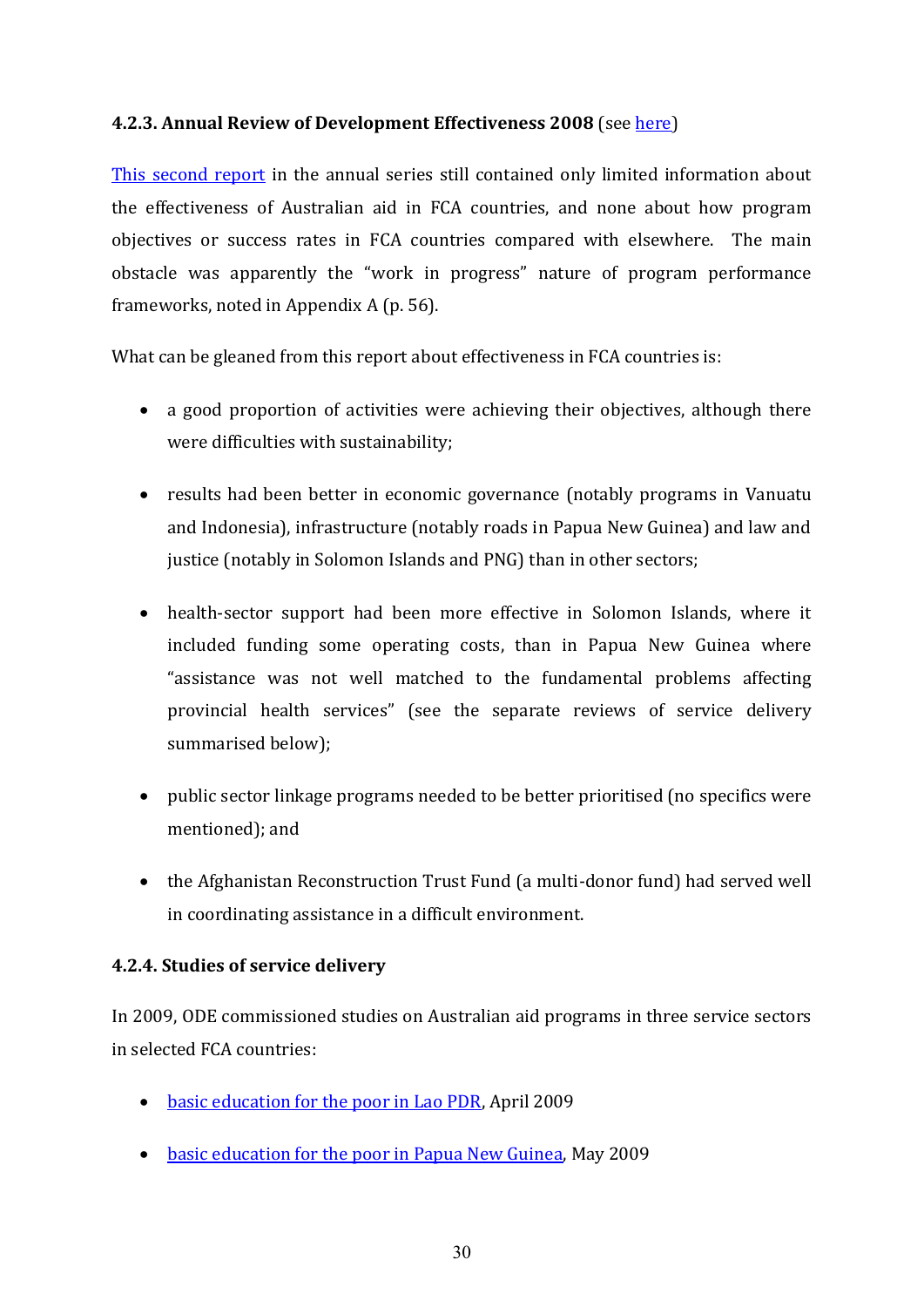#### 4.2.3. Annual Review of Development Effectiveness 2008 (see here)

This second report in the annual series still contained only limited information about the effectiveness of Australian aid in FCA countries, and none about how program objectives or success rates in FCA countries compared with elsewhere. The main obstacle was apparently the "work in progress" nature of program performance frameworks, noted in Appendix A (p. 56).

What can be gleaned from this report about effectiveness in FCA countries is:

- a good proportion of activities were achieving their objectives, although there were difficulties with sustainability;
- results had been better in economic governance (notably programs in Vanuatu and Indonesia), infrastructure (notably roads in Papua New Guinea) and law and justice (notably in Solomon Islands and PNG) than in other sectors;
- health-sector support had been more effective in Solomon Islands, where it included funding some operating costs, than in Papua New Guinea where "assistance was not well matched to the fundamental problems affecting provincial health services" (see the separate reviews of service delivery summarised below);
- public sector linkage programs needed to be better prioritised (no specifics were mentioned); and
- the Afghanistan Reconstruction Trust Fund (a multi-donor fund) had served well in coordinating assistance in a difficult environment.

#### 4.2.4. Studies of service delivery

In 2009, ODE commissioned studies on Australian aid programs in three service sectors in selected FCA countries:

- basic education for the poor in Lao PDR, April 2009
- basic education for the poor in Papua New Guinea, May 2009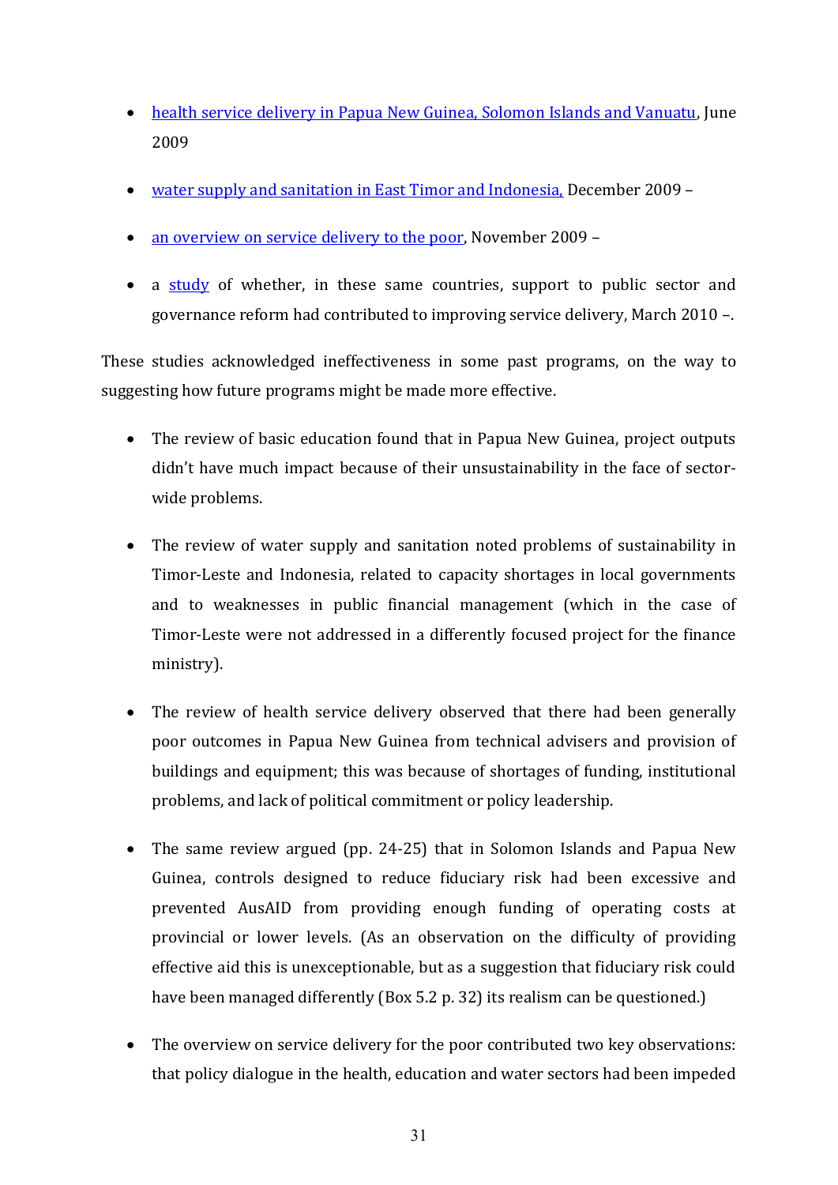- health service delivery in Papua New Guinea, Solomon Islands and Vanuatu, June 2009
- water supply and sanitation in East Timor and Indonesia, December 2009 –
- an overview on service delivery to the poor, November 2009 –
- a study of whether, in these same countries, support to public sector and governance reform had contributed to improving service delivery, March 2010 –.

These studies acknowledged ineffectiveness in some past programs, on the way to suggesting how future programs might be made more effective.

- The review of basic education found that in Papua New Guinea, project outputs didn't have much impact because of their unsustainability in the face of sector-wide problems.
- The review of water supply and sanitation noted problems of sustainability in Timor-Leste and Indonesia, related to capacity shortages in local governments and to weaknesses in public financial management (which in the case of Timor-Leste were not addressed in a differently focused project for the finance ministry).
- The review of health service delivery observed that there had been generally poor outcomes in Papua New Guinea from technical advisers and provision of buildings and equipment; this was because of shortages of funding, institutional problems, and lack of political commitment or policy leadership.
- The same review argued (pp. 24-25) that in Solomon Islands and Papua New Guinea, controls designed to reduce fiduciary risk had been excessive and prevented AusAID from providing enough funding of operating costs at provincial or lower levels. (As an observation on the difficulty of providing effective aid this is unexceptionable, but as a suggestion that fiduciary risk could have been managed differently (Box 5.2 p. 32) its realism can be questioned.)
- The overview on service delivery for the poor contributed two key observations: that policy dialogue in the health, education and water sectors had been impeded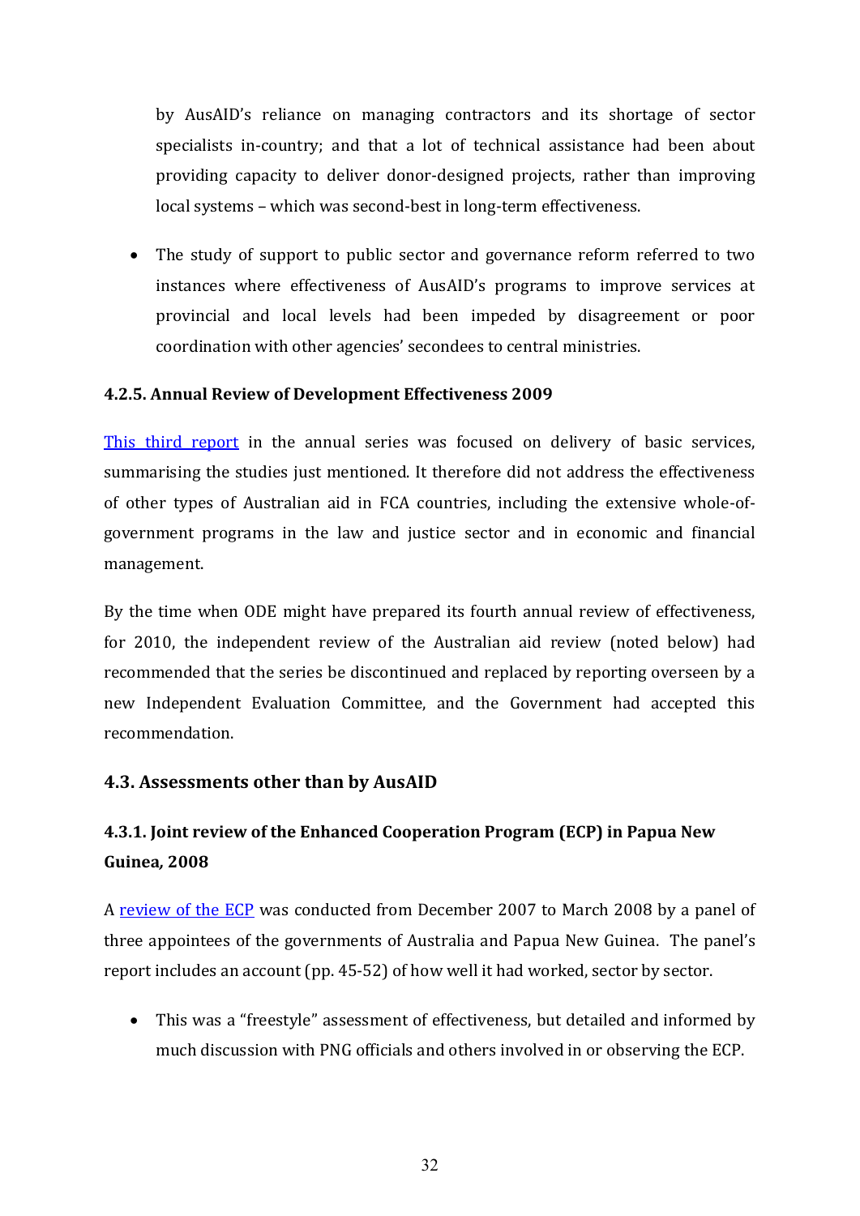by AusAID's reliance on managing contractors and its shortage of sector specialists in-country; and that a lot of technical assistance had been about providing capacity to deliver donor-designed projects, rather than improving local systems – which was second-best in long-term effectiveness.

- The study of support to public sector and governance reform referred to two instances where effectiveness of AusAID's programs to improve services at provincial and local levels had been impeded by disagreement or poor coordination with other agencies' secondees to central ministries.

#### 4.2.5. Annual Review of Development Effectiveness 2009

This third report in the annual series was focused on delivery of basic services, summarising the studies just mentioned. It therefore did not address the effectiveness of other types of Australian aid in FCA countries, including the extensive whole-of-government programs in the law and justice sector and in economic and financial management.

By the time when ODE might have prepared its fourth annual review of effectiveness, for 2010, the independent review of the Australian aid review (noted below) had recommended that the series be discontinued and replaced by reporting overseen by a new Independent Evaluation Committee, and the Government had accepted this recommendation.

### 4.3. Assessments other than by AusAID

#### 4.3.1. Joint review of the Enhanced Cooperation Program (ECP) in Papua New Guinea, 2008

A review of the ECP was conducted from December 2007 to March 2008 by a panel of three appointees of the governments of Australia and Papua New Guinea. The panel's report includes an account (pp. 45-52) of how well it had worked, sector by sector.

- This was a "freestyle" assessment of effectiveness, but detailed and informed by much discussion with PNG officials and others involved in or observing the ECP.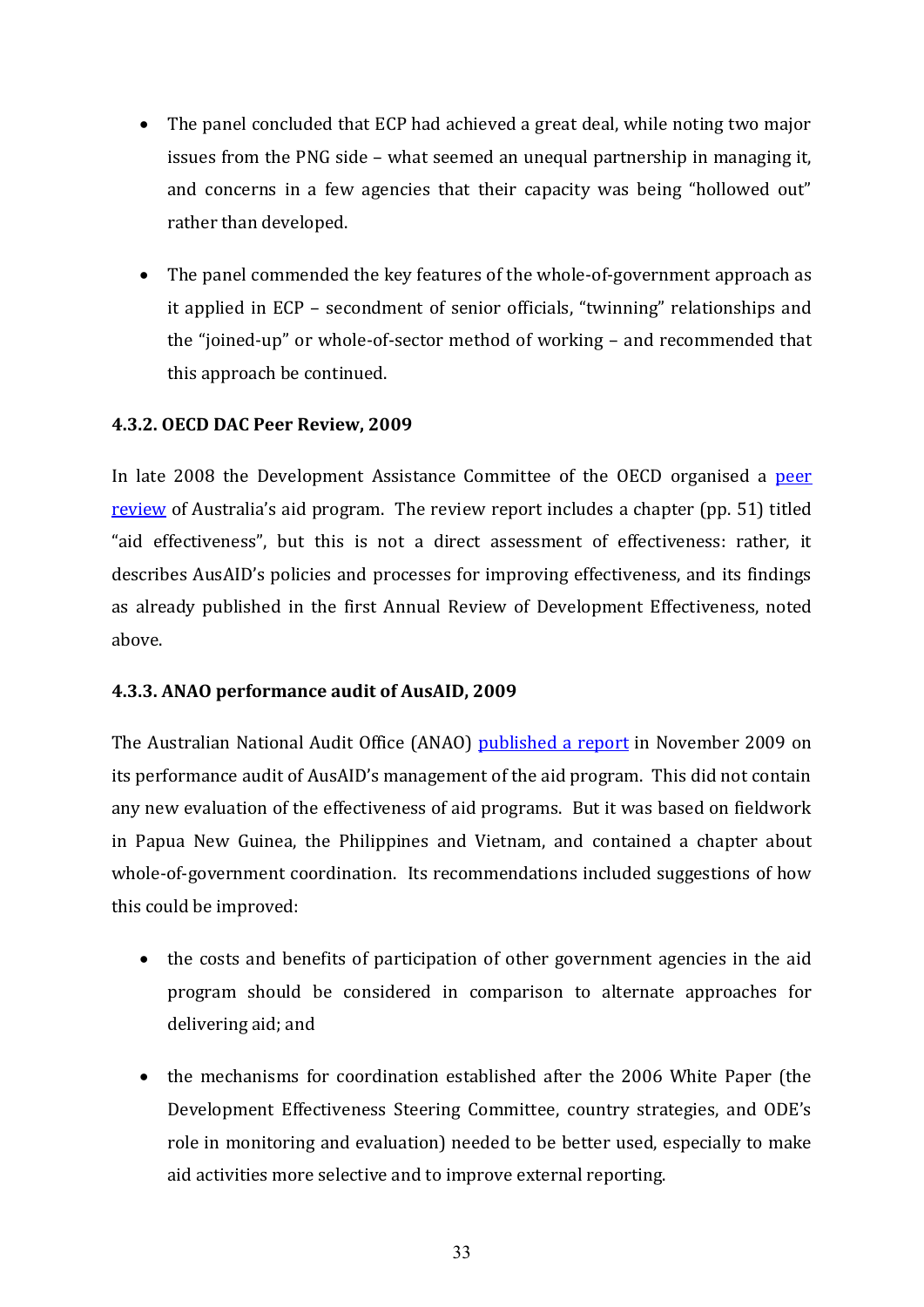- The panel concluded that ECP had achieved a great deal, while noting two major issues from the PNG side – what seemed an unequal partnership in managing it, and concerns in a few agencies that their capacity was being "hollowed out" rather than developed.

- The panel commended the key features of the whole-of-government approach as it applied in ECP – secondment of senior officials, "twinning" relationships and the "joined-up" or whole-of-sector method of working – and recommended that this approach be continued.

#### 4.3.2. OECD DAC Peer Review, 2009

In late 2008 the Development Assistance Committee of the OECD organised a peer review of Australia's aid program. The review report includes a chapter (pp. 51) titled "aid effectiveness", but this is not a direct assessment of effectiveness: rather, it describes AusAID's policies and processes for improving effectiveness, and its findings as already published in the first Annual Review of Development Effectiveness, noted above.

#### 4.3.3. ANAO performance audit of AusAID, 2009

The Australian National Audit Office (ANAO) published a report in November 2009 on its performance audit of AusAID's management of the aid program. This did not contain any new evaluation of the effectiveness of aid programs. But it was based on fieldwork in Papua New Guinea, the Philippines and Vietnam, and contained a chapter about whole-of-government coordination. Its recommendations included suggestions of how this could be improved:

- the costs and benefits of participation of other government agencies in the aid program should be considered in comparison to alternate approaches for delivering aid; and

- the mechanisms for coordination established after the 2006 White Paper (the Development Effectiveness Steering Committee, country strategies, and ODE's role in monitoring and evaluation) needed to be better used, especially to make aid activities more selective and to improve external reporting.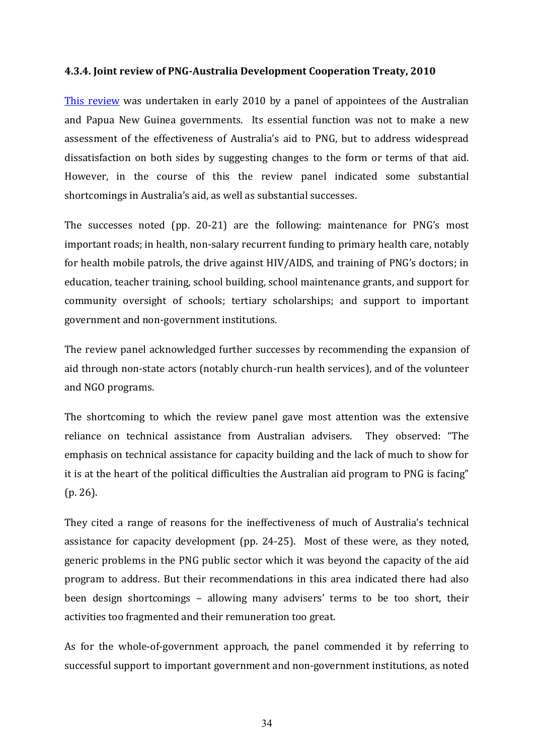#### 4.3.4. Joint review of PNG-Australia Development Cooperation Treaty, 2010

This review was undertaken in early 2010 by a panel of appointees of the Australian and Papua New Guinea governments. Its essential function was not to make a new assessment of the effectiveness of Australia's aid to PNG, but to address widespread dissatisfaction on both sides by suggesting changes to the form or terms of that aid. However, in the course of this the review panel indicated some substantial shortcomings in Australia's aid, as well as substantial successes.

The successes noted (pp. 20-21) are the following: maintenance for PNG's most important roads; in health, non-salary recurrent funding to primary health care, notably for health mobile patrols, the drive against HIV/AIDS, and training of PNG's doctors; in education, teacher training, school building, school maintenance grants, and support for community oversight of schools; tertiary scholarships; and support to important government and non-government institutions.

The review panel acknowledged further successes by recommending the expansion of aid through non-state actors (notably church-run health services), and of the volunteer and NGO programs.

The shortcoming to which the review panel gave most attention was the extensive reliance on technical assistance from Australian advisers. They observed: "The emphasis on technical assistance for capacity building and the lack of much to show for it is at the heart of the political difficulties the Australian aid program to PNG is facing" (p. 26).

They cited a range of reasons for the ineffectiveness of much of Australia's technical assistance for capacity development (pp. 24-25). Most of these were, as they noted, generic problems in the PNG public sector which it was beyond the capacity of the aid program to address. But their recommendations in this area indicated there had also been design shortcomings – allowing many advisers' terms to be too short, their activities too fragmented and their remuneration too great.

As for the whole-of-government approach, the panel commended it by referring to successful support to important government and non-government institutions, as noted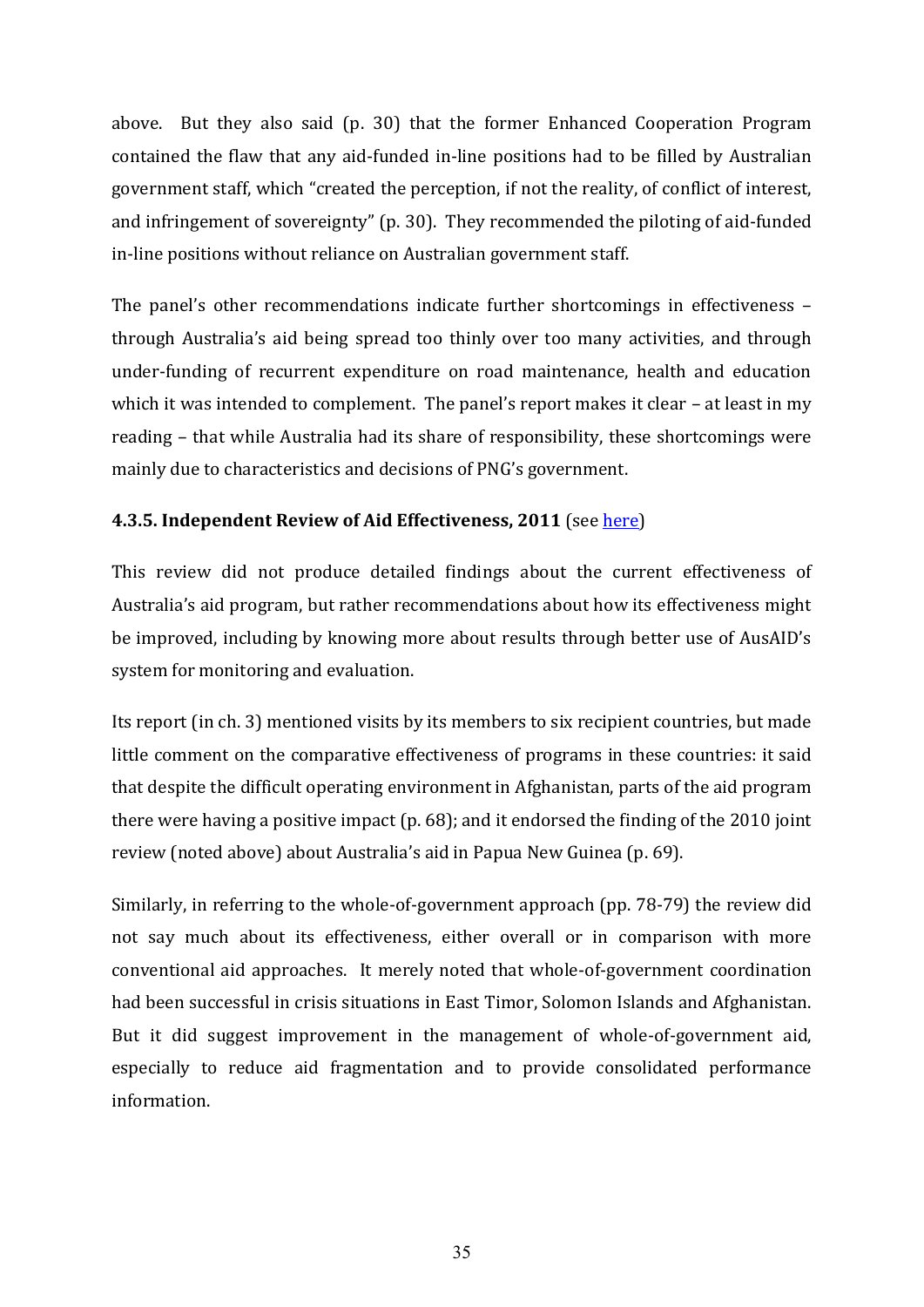above. But they also said (p. 30) that the former Enhanced Cooperation Program contained the flaw that any aid-funded in-line positions had to be filled by Australian government staff, which "created the perception, if not the reality, of conflict of interest, and infringement of sovereignty" (p. 30). They recommended the piloting of aid-funded in-line positions without reliance on Australian government staff.

The panel's other recommendations indicate further shortcomings in effectiveness – through Australia's aid being spread too thinly over too many activities, and through under-funding of recurrent expenditure on road maintenance, health and education which it was intended to complement. The panel's report makes it clear – at least in my reading – that while Australia had its share of responsibility, these shortcomings were mainly due to characteristics and decisions of PNG's government.

**4.3.5. Independent Review of Aid Effectiveness, 2011** (see here)

This review did not produce detailed findings about the current effectiveness of Australia's aid program, but rather recommendations about how its effectiveness might be improved, including by knowing more about results through better use of AusAID's system for monitoring and evaluation.

Its report (in ch. 3) mentioned visits by its members to six recipient countries, but made little comment on the comparative effectiveness of programs in these countries: it said that despite the difficult operating environment in Afghanistan, parts of the aid program there were having a positive impact (p. 68); and it endorsed the finding of the 2010 joint review (noted above) about Australia's aid in Papua New Guinea (p. 69).

Similarly, in referring to the whole-of-government approach (pp. 78-79) the review did not say much about its effectiveness, either overall or in comparison with more conventional aid approaches. It merely noted that whole-of-government coordination had been successful in crisis situations in East Timor, Solomon Islands and Afghanistan. But it did suggest improvement in the management of whole-of-government aid, especially to reduce aid fragmentation and to provide consolidated performance information.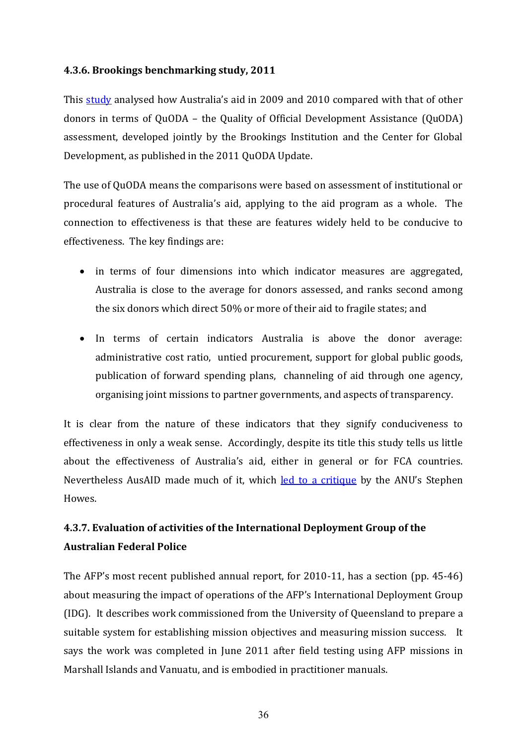#### 4.3.6. Brookings benchmarking study, 2011

This study analysed how Australia's aid in 2009 and 2010 compared with that of other donors in terms of QuODA – the Quality of Official Development Assistance (QuODA) assessment, developed jointly by the Brookings Institution and the Center for Global Development, as published in the 2011 QuODA Update.

The use of QuODA means the comparisons were based on assessment of institutional or procedural features of Australia's aid, applying to the aid program as a whole. The connection to effectiveness is that these are features widely held to be conducive to effectiveness. The key findings are:

- in terms of four dimensions into which indicator measures are aggregated, Australia is close to the average for donors assessed, and ranks second among the six donors which direct 50% or more of their aid to fragile states; and
- In terms of certain indicators Australia is above the donor average: administrative cost ratio, untied procurement, support for global public goods, publication of forward spending plans, channeling of aid through one agency, organising joint missions to partner governments, and aspects of transparency.

It is clear from the nature of these indicators that they signify conduciveness to effectiveness in only a weak sense. Accordingly, despite its title this study tells us little about the effectiveness of Australia's aid, either in general or for FCA countries. Nevertheless AusAID made much of it, which led to a critique by the ANU's Stephen Howes.

#### 4.3.7. Evaluation of activities of the International Deployment Group of the Australian Federal Police

The AFP's most recent published annual report, for 2010-11, has a section (pp. 45-46) about measuring the impact of operations of the AFP's International Deployment Group (IDG). It describes work commissioned from the University of Queensland to prepare a suitable system for establishing mission objectives and measuring mission success. It says the work was completed in June 2011 after field testing using AFP missions in Marshall Islands and Vanuatu, and is embodied in practitioner manuals.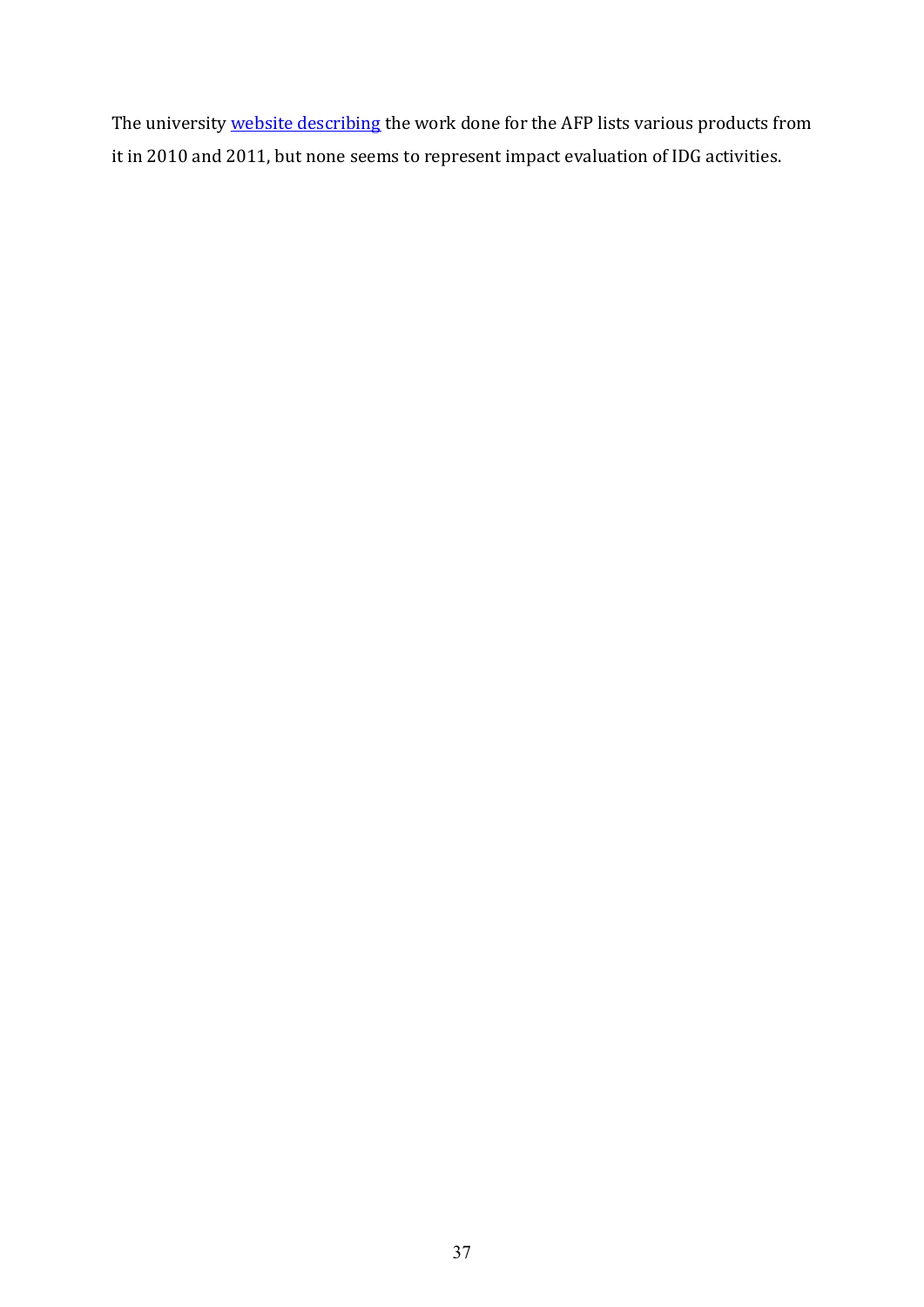The university website describing the work done for the AFP lists various products from it in 2010 and 2011, but none seems to represent impact evaluation of IDG activities.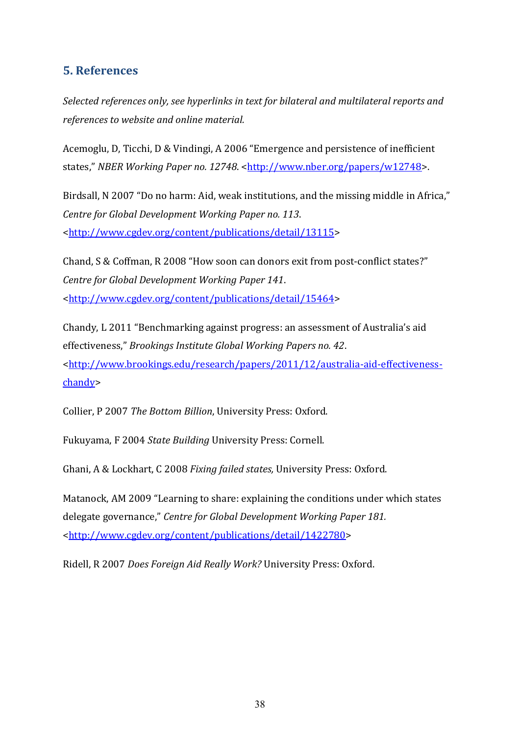## 5. References

*Selected references only, see hyperlinks in text for bilateral and multilateral reports and references to website and online material.*

Acemoglu, D, Ticchi, D & Vindingi, A 2006 "Emergence and persistence of inefficient states," *NBER Working Paper no. 12748*. <http://www.nber.org/papers/w12748>.

Birdsall, N 2007 "Do no harm: Aid, weak institutions, and the missing middle in Africa," *Centre for Global Development Working Paper no. 113*. <http://www.cgdev.org/content/publications/detail/13115>

Chand, S & Coffman, R 2008 "How soon can donors exit from post-conflict states?" *Centre for Global Development Working Paper 141*. <http://www.cgdev.org/content/publications/detail/15464>

Chandy, L 2011 "Benchmarking against progress: an assessment of Australia's aid effectiveness," *Brookings Institute Global Working Papers no. 42*. <http://www.brookings.edu/research/papers/2011/12/australia-aid-effectiveness-chandy>

Collier, P 2007 *The Bottom Billion*, University Press: Oxford.

Fukuyama, F 2004 *State Building* University Press: Cornell.

Ghani, A & Lockhart, C 2008 *Fixing failed states,* University Press: Oxford.

Matanock, AM 2009 "Learning to share: explaining the conditions under which states delegate governance," *Centre for Global Development Working Paper 181.* <http://www.cgdev.org/content/publications/detail/1422780>

Ridell, R 2007 *Does Foreign Aid Really Work?* University Press: Oxford.